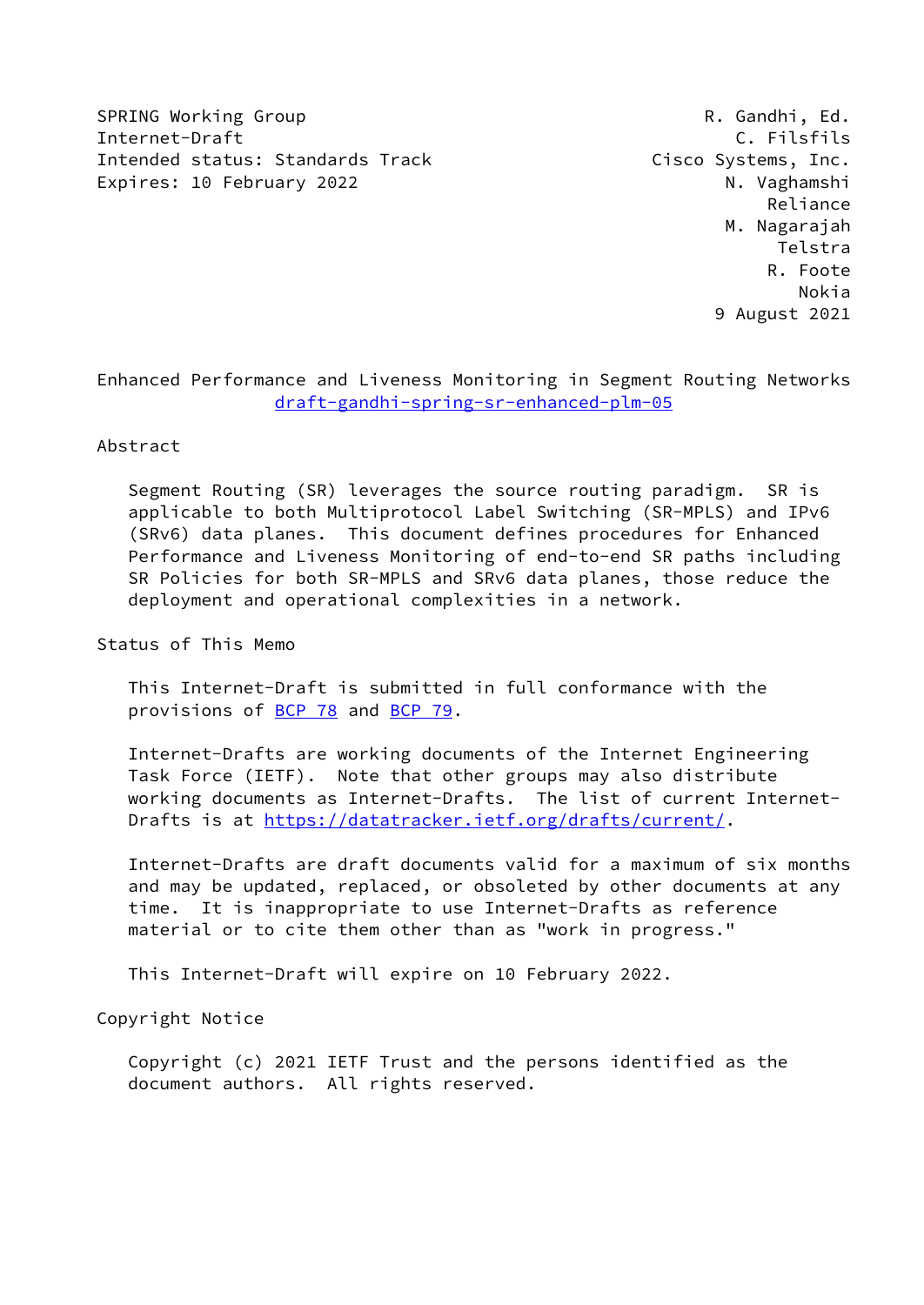SPRING Working Group
Internet-Draft
Intended status: Standards Track
Expires: 10 February 2022

R. Gandhi, Ed.
C. Filsfils
Cisco Systems, Inc.
N. Vaghamshi
Reliance
M. Nagarajah
Telstra
R. Foote
Nokia
9 August 2021

# Enhanced Performance and Liveness Monitoring in Segment Routing Networks
draft-gandhi-spring-sr-enhanced-plm-05

## Abstract

Segment Routing (SR) leverages the source routing paradigm. SR is applicable to both Multiprotocol Label Switching (SR-MPLS) and IPv6 (SRv6) data planes. This document defines procedures for Enhanced Performance and Liveness Monitoring of end-to-end SR paths including SR Policies for both SR-MPLS and SRv6 data planes, those reduce the deployment and operational complexities in a network.

## Status of This Memo

This Internet-Draft is submitted in full conformance with the provisions of BCP 78 and BCP 79.

Internet-Drafts are working documents of the Internet Engineering Task Force (IETF). Note that other groups may also distribute working documents as Internet-Drafts. The list of current Internet-Drafts is at https://datatracker.ietf.org/drafts/current/.

Internet-Drafts are draft documents valid for a maximum of six months and may be updated, replaced, or obsoleted by other documents at any time. It is inappropriate to use Internet-Drafts as reference material or to cite them other than as "work in progress."

This Internet-Draft will expire on 10 February 2022.

## Copyright Notice

Copyright (c) 2021 IETF Trust and the persons identified as the document authors. All rights reserved.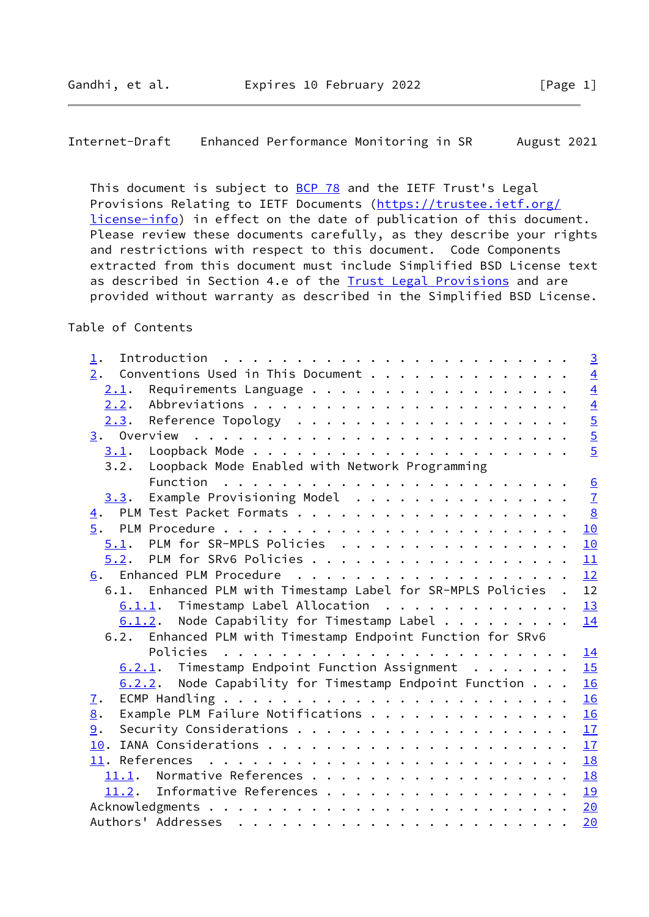This document is subject to BCP 78 and the IETF Trust's Legal Provisions Relating to IETF Documents (https://trustee.ietf.org/license-info) in effect on the date of publication of this document. Please review these documents carefully, as they describe your rights and restrictions with respect to this document. Code Components extracted from this document must include Simplified BSD License text as described in Section 4.e of the Trust Legal Provisions and are provided without warranty as described in the Simplified BSD License.

## Table of Contents

```
   1.  Introduction  . . . . . . . . . . . . . . . . . . . . . . . .   3
   2.  Conventions Used in This Document . . . . . . . . . . . . . .   4
     2.1.  Requirements Language . . . . . . . . . . . . . . . . . .   4
     2.2.  Abbreviations . . . . . . . . . . . . . . . . . . . . . .   4
     2.3.  Reference Topology  . . . . . . . . . . . . . . . . . . .   5
   3.  Overview  . . . . . . . . . . . . . . . . . . . . . . . . . .   5
     3.1.  Loopback Mode . . . . . . . . . . . . . . . . . . . . . .   5
     3.2.  Loopback Mode Enabled with Network Programming
           Function  . . . . . . . . . . . . . . . . . . . . . . . .   6
     3.3.  Example Provisioning Model  . . . . . . . . . . . . . . .   7
   4.  PLM Test Packet Formats . . . . . . . . . . . . . . . . . . .   8
   5.  PLM Procedure . . . . . . . . . . . . . . . . . . . . . . . .  10
     5.1.  PLM for SR-MPLS Policies  . . . . . . . . . . . . . . . .  10
     5.2.  PLM for SRv6 Policies . . . . . . . . . . . . . . . . . .  11
   6.  Enhanced PLM Procedure  . . . . . . . . . . . . . . . . . . .  12
     6.1.  Enhanced PLM with Timestamp Label for SR-MPLS Policies  .  12
       6.1.1.  Timestamp Label Allocation  . . . . . . . . . . . . .  13
       6.1.2.  Node Capability for Timestamp Label . . . . . . . . .  14
     6.2.  Enhanced PLM with Timestamp Endpoint Function for SRv6
           Policies  . . . . . . . . . . . . . . . . . . . . . . . .  14
       6.2.1.  Timestamp Endpoint Function Assignment  . . . . . . .  15
       6.2.2.  Node Capability for Timestamp Endpoint Function . . .  16
   7.  ECMP Handling . . . . . . . . . . . . . . . . . . . . . . . .  16
   8.  Example PLM Failure Notifications . . . . . . . . . . . . . .  16
   9.  Security Considerations . . . . . . . . . . . . . . . . . . .  17
   10. IANA Considerations . . . . . . . . . . . . . . . . . . . . .  17
   11. References  . . . . . . . . . . . . . . . . . . . . . . . . .  18
     11.1.  Normative References . . . . . . . . . . . . . . . . . .  18
     11.2.  Informative References . . . . . . . . . . . . . . . . .  19
   Acknowledgments . . . . . . . . . . . . . . . . . . . . . . . . .  20
   Authors' Addresses  . . . . . . . . . . . . . . . . . . . . . . .  20
```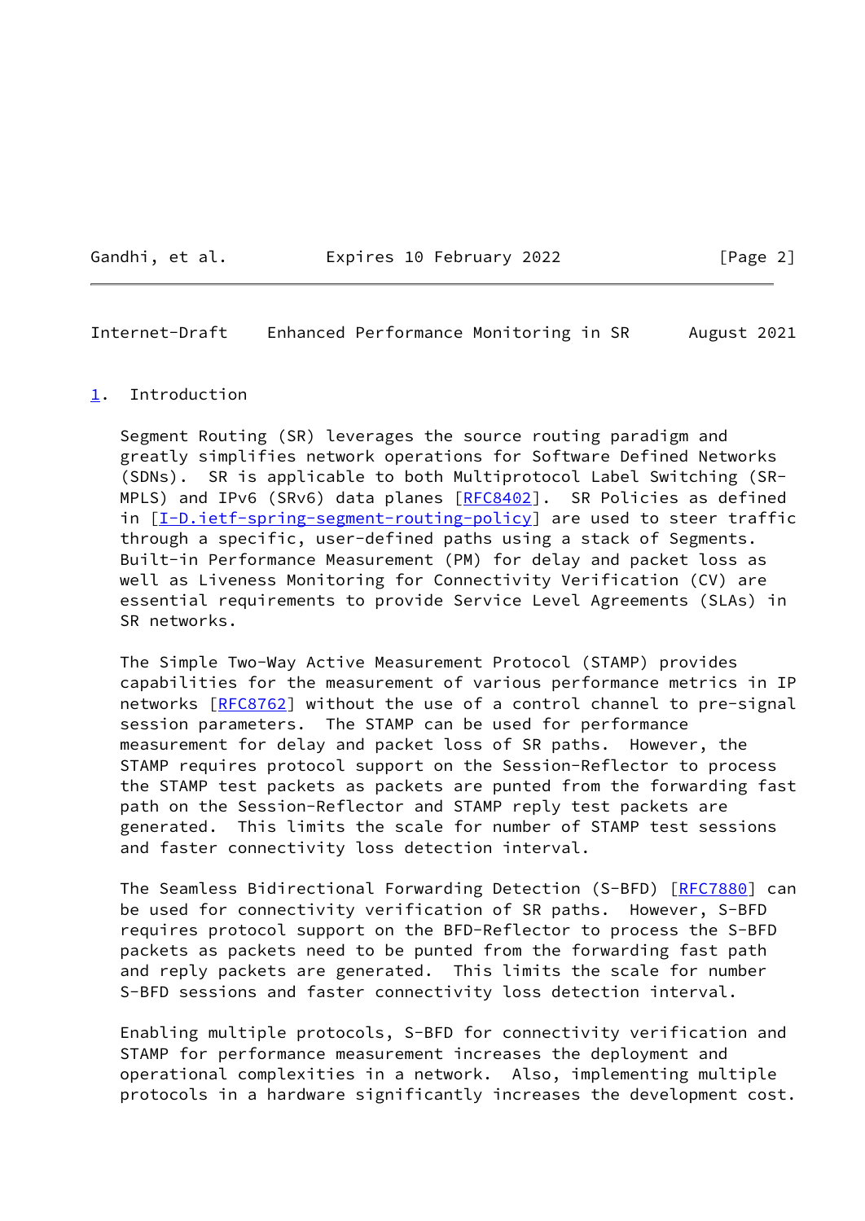## 1. Introduction

Segment Routing (SR) leverages the source routing paradigm and greatly simplifies network operations for Software Defined Networks (SDNs). SR is applicable to both Multiprotocol Label Switching (SR-MPLS) and IPv6 (SRv6) data planes [RFC8402]. SR Policies as defined in [I-D.ietf-spring-segment-routing-policy] are used to steer traffic through a specific, user-defined paths using a stack of Segments. Built-in Performance Measurement (PM) for delay and packet loss as well as Liveness Monitoring for Connectivity Verification (CV) are essential requirements to provide Service Level Agreements (SLAs) in SR networks.

The Simple Two-Way Active Measurement Protocol (STAMP) provides capabilities for the measurement of various performance metrics in IP networks [RFC8762] without the use of a control channel to pre-signal session parameters. The STAMP can be used for performance measurement for delay and packet loss of SR paths. However, the STAMP requires protocol support on the Session-Reflector to process the STAMP test packets as packets are punted from the forwarding fast path on the Session-Reflector and STAMP reply test packets are generated. This limits the scale for number of STAMP test sessions and faster connectivity loss detection interval.

The Seamless Bidirectional Forwarding Detection (S-BFD) [RFC7880] can be used for connectivity verification of SR paths. However, S-BFD requires protocol support on the BFD-Reflector to process the S-BFD packets as packets need to be punted from the forwarding fast path and reply packets are generated. This limits the scale for number S-BFD sessions and faster connectivity loss detection interval.

Enabling multiple protocols, S-BFD for connectivity verification and STAMP for performance measurement increases the deployment and operational complexities in a network. Also, implementing multiple protocols in a hardware significantly increases the development cost.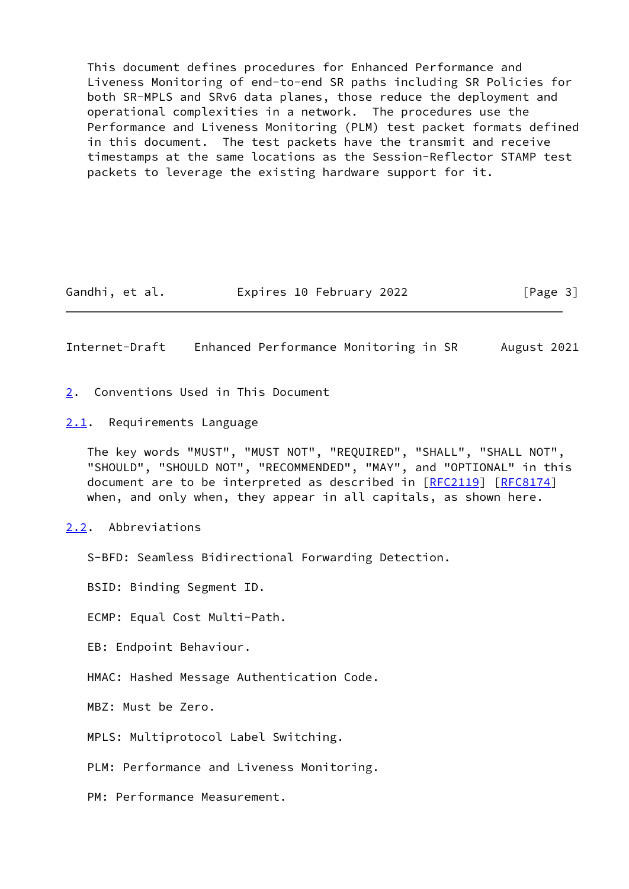This document defines procedures for Enhanced Performance and Liveness Monitoring of end-to-end SR paths including SR Policies for both SR-MPLS and SRv6 data planes, those reduce the deployment and operational complexities in a network. The procedures use the Performance and Liveness Monitoring (PLM) test packet formats defined in this document. The test packets have the transmit and receive timestamps at the same locations as the Session-Reflector STAMP test packets to leverage the existing hardware support for it.

## 2. Conventions Used in This Document

### 2.1. Requirements Language

The key words "MUST", "MUST NOT", "REQUIRED", "SHALL", "SHALL NOT", "SHOULD", "SHOULD NOT", "RECOMMENDED", "MAY", and "OPTIONAL" in this document are to be interpreted as described in [RFC2119] [RFC8174] when, and only when, they appear in all capitals, as shown here.

### 2.2. Abbreviations

S-BFD: Seamless Bidirectional Forwarding Detection.

BSID: Binding Segment ID.

ECMP: Equal Cost Multi-Path.

EB: Endpoint Behaviour.

HMAC: Hashed Message Authentication Code.

MBZ: Must be Zero.

MPLS: Multiprotocol Label Switching.

PLM: Performance and Liveness Monitoring.

PM: Performance Measurement.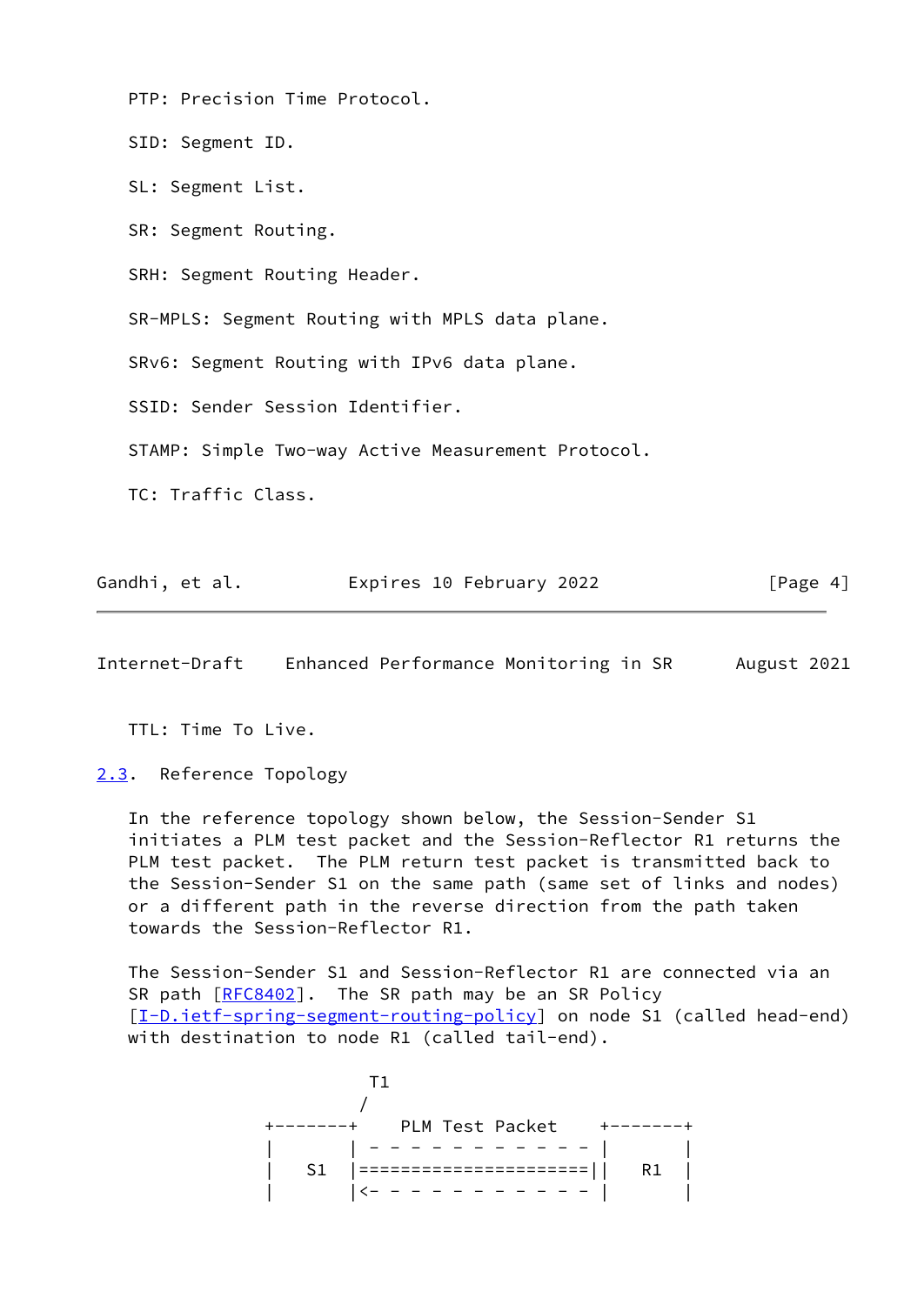PTP: Precision Time Protocol.

SID: Segment ID.

SL: Segment List.

SR: Segment Routing.

SRH: Segment Routing Header.

SR-MPLS: Segment Routing with MPLS data plane.

SRv6: Segment Routing with IPv6 data plane.

SSID: Sender Session Identifier.

STAMP: Simple Two-way Active Measurement Protocol.

TC: Traffic Class.

TTL: Time To Live.

### 2.3. Reference Topology

In the reference topology shown below, the Session-Sender S1 initiates a PLM test packet and the Session-Reflector R1 returns the PLM test packet. The PLM return test packet is transmitted back to the Session-Sender S1 on the same path (same set of links and nodes) or a different path in the reverse direction from the path taken towards the Session-Reflector R1.

The Session-Sender S1 and Session-Reflector R1 are connected via an SR path [RFC8402]. The SR path may be an SR Policy [I-D.ietf-spring-segment-routing-policy] on node S1 (called head-end) with destination to node R1 (called tail-end).

```
                   T1
                  /
       +-------+     PLM Test Packet    +-------+
       |       | - - - - - - - - - - - |       |
       |   S1  |=====================||   R1  |
       |       |<- - - - - - - - - - - |       |
```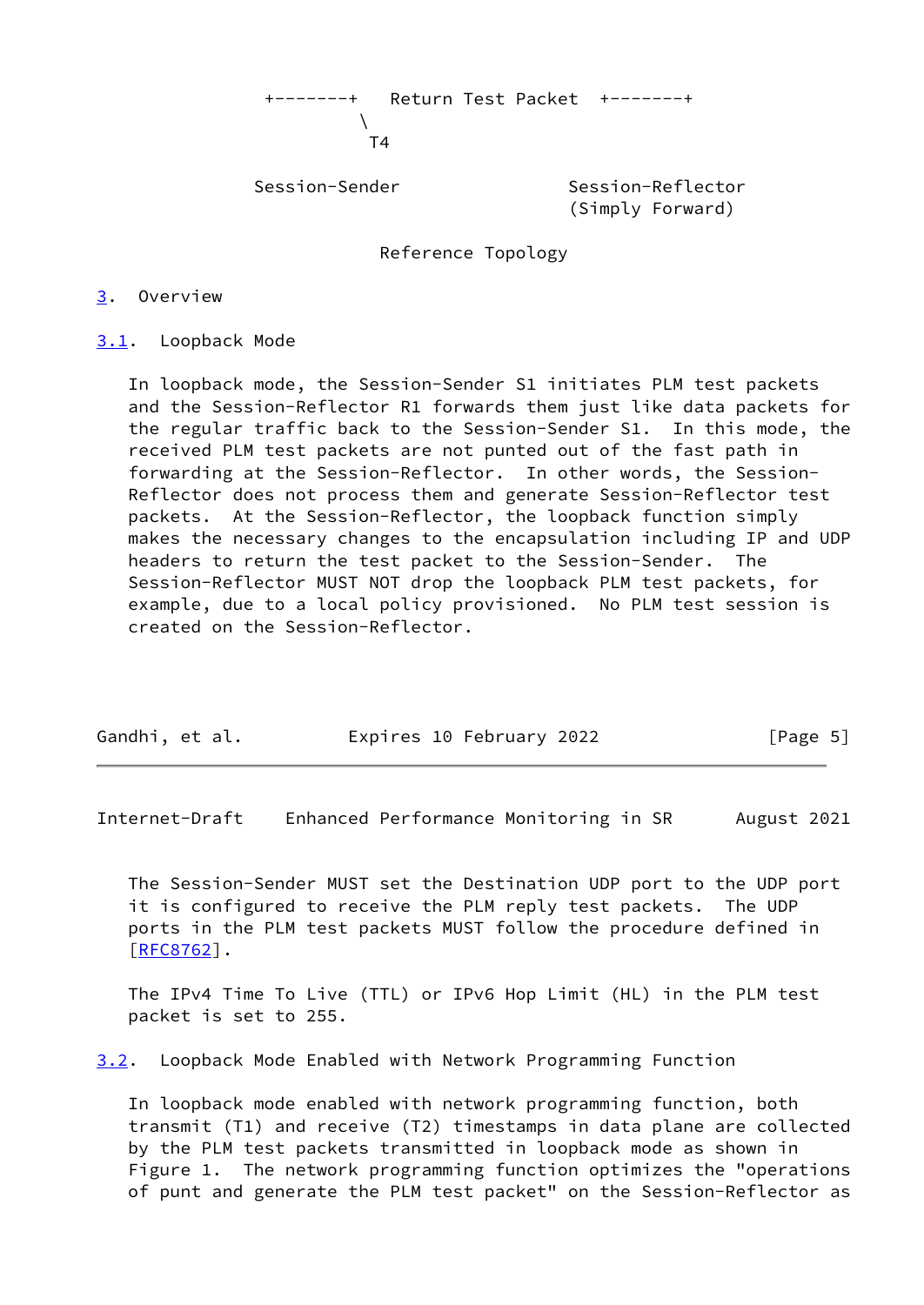```
        +-------+   Return Test Packet  +-------+
                \
                 T4

       Session-Sender               Session-Reflector
                                    (Simply Forward)

                        Reference Topology
```

## 3. Overview

### 3.1. Loopback Mode

In loopback mode, the Session-Sender S1 initiates PLM test packets and the Session-Reflector R1 forwards them just like data packets for the regular traffic back to the Session-Sender S1. In this mode, the received PLM test packets are not punted out of the fast path in forwarding at the Session-Reflector. In other words, the Session-Reflector does not process them and generate Session-Reflector test packets. At the Session-Reflector, the loopback function simply makes the necessary changes to the encapsulation including IP and UDP headers to return the test packet to the Session-Sender. The Session-Reflector MUST NOT drop the loopback PLM test packets, for example, due to a local policy provisioned. No PLM test session is created on the Session-Reflector.

The Session-Sender MUST set the Destination UDP port to the UDP port it is configured to receive the PLM reply test packets. The UDP ports in the PLM test packets MUST follow the procedure defined in [RFC8762].

The IPv4 Time To Live (TTL) or IPv6 Hop Limit (HL) in the PLM test packet is set to 255.

### 3.2. Loopback Mode Enabled with Network Programming Function

In loopback mode enabled with network programming function, both transmit (T1) and receive (T2) timestamps in data plane are collected by the PLM test packets transmitted in loopback mode as shown in Figure 1. The network programming function optimizes the "operations of punt and generate the PLM test packet" on the Session-Reflector as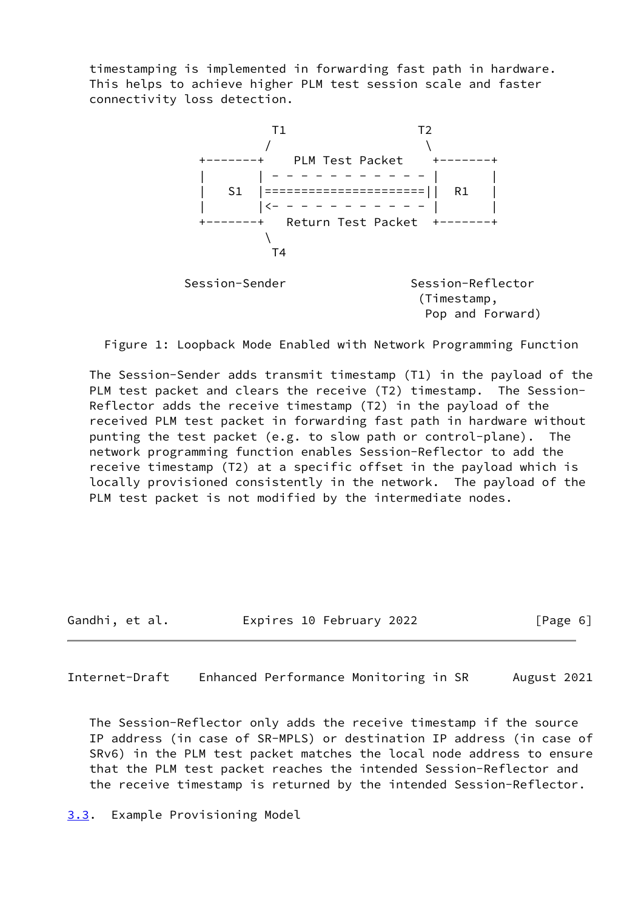timestamping is implemented in forwarding fast path in hardware. This helps to achieve higher PLM test session scale and faster connectivity loss detection.

```
                   T1                  T2
                  /                     \
             +-------+    PLM Test Packet    +-------+
             |       | - - - - - - - - - - - |       |
             |   S1  |====================||  R1    |
             |       |<- - - - - - - - - - - |       |
             +-------+   Return Test Packet  +-------+
                  \
                   T4

           Session-Sender                Session-Reflector
                                           (Timestamp,
                                            Pop and Forward)
```

Figure 1: Loopback Mode Enabled with Network Programming Function

The Session-Sender adds transmit timestamp (T1) in the payload of the PLM test packet and clears the receive (T2) timestamp. The Session-Reflector adds the receive timestamp (T2) in the payload of the received PLM test packet in forwarding fast path in hardware without punting the test packet (e.g. to slow path or control-plane). The network programming function enables Session-Reflector to add the receive timestamp (T2) at a specific offset in the payload which is locally provisioned consistently in the network. The payload of the PLM test packet is not modified by the intermediate nodes.

The Session-Reflector only adds the receive timestamp if the source IP address (in case of SR-MPLS) or destination IP address (in case of SRv6) in the PLM test packet matches the local node address to ensure that the PLM test packet reaches the intended Session-Reflector and the receive timestamp is returned by the intended Session-Reflector.

### 3.3. Example Provisioning Model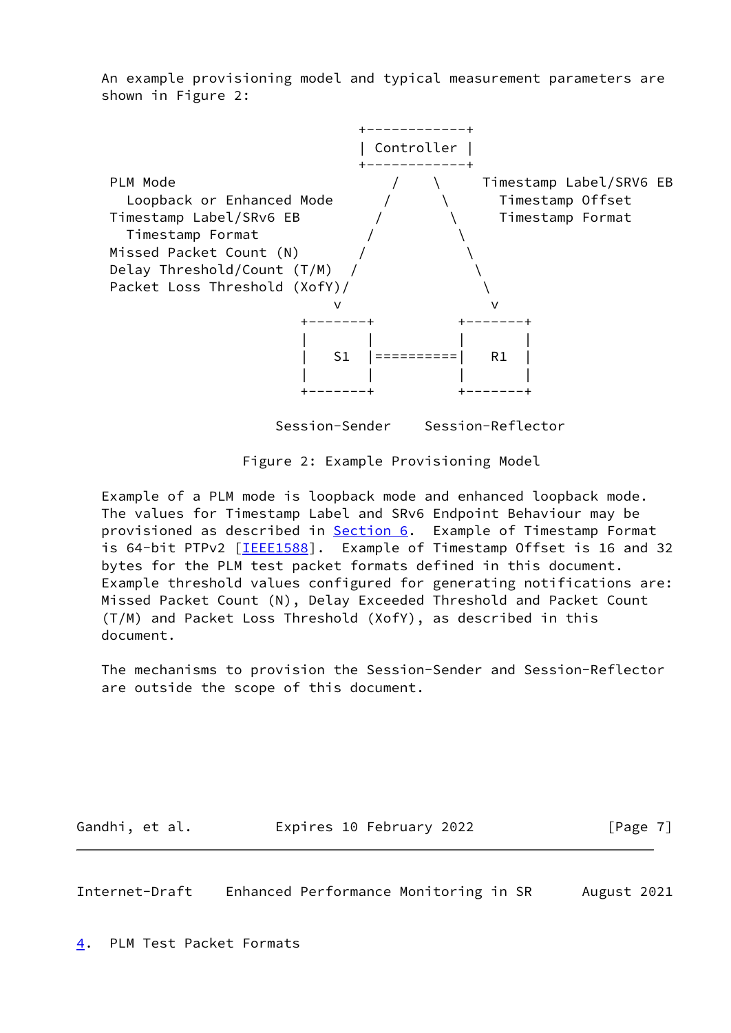An example provisioning model and typical measurement parameters are shown in Figure 2:

```
                                   +------------+
                                   | Controller |
                                   +------------+
 PLM Mode                             /    \     Timestamp Label/SRV6 EB
   Loopback or Enhanced Mode         /      \      Timestamp Offset
 Timestamp Label/SRv6 EB            /        \     Timestamp Format
   Timestamp Format                /          \
 Missed Packet Count (N)          /            \
 Delay Threshold/Count (T/M)  /                 \
 Packet Loss Threshold (XofY)/                   \
                             v                    v
                        +-------+          +-------+
                        |       |          |       |
                        |   S1  |==========|   R1  |
                        |       |          |       |
                        +-------+          +-------+

                     Session-Sender    Session-Reflector
```

Figure 2: Example Provisioning Model

Example of a PLM mode is loopback mode and enhanced loopback mode. The values for Timestamp Label and SRv6 Endpoint Behaviour may be provisioned as described in Section 6. Example of Timestamp Format is 64-bit PTPv2 [IEEE1588]. Example of Timestamp Offset is 16 and 32 bytes for the PLM test packet formats defined in this document. Example threshold values configured for generating notifications are: Missed Packet Count (N), Delay Exceeded Threshold and Packet Count (T/M) and Packet Loss Threshold (XofY), as described in this document.

The mechanisms to provision the Session-Sender and Session-Reflector are outside the scope of this document.

## 4. PLM Test Packet Formats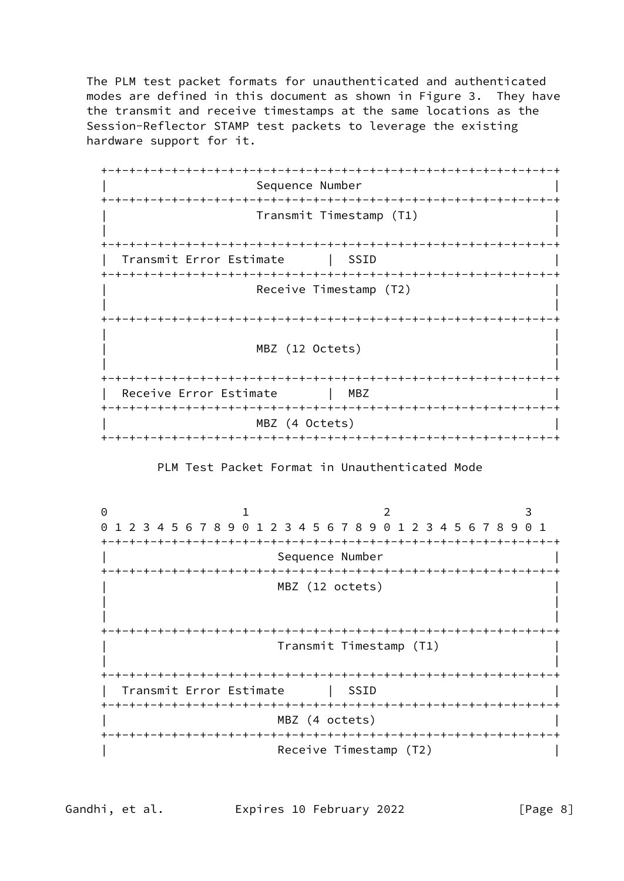The PLM test packet formats for unauthenticated and authenticated modes are defined in this document as shown in Figure 3. They have the transmit and receive timestamps at the same locations as the Session-Reflector STAMP test packets to leverage the existing hardware support for it.

```
 +-+-+-+-+-+-+-+-+-+-+-+-+-+-+-+-+-+-+-+-+-+-+-+-+-+-+-+-+-+-+-+-+
 |                      Sequence Number                          |
 +-+-+-+-+-+-+-+-+-+-+-+-+-+-+-+-+-+-+-+-+-+-+-+-+-+-+-+-+-+-+-+-+
 |                      Transmit Timestamp (T1)                  |
 |                                                               |
 +-+-+-+-+-+-+-+-+-+-+-+-+-+-+-+-+-+-+-+-+-+-+-+-+-+-+-+-+-+-+-+-+
 |  Transmit Error Estimate      |  SSID                         |
 +-+-+-+-+-+-+-+-+-+-+-+-+-+-+-+-+-+-+-+-+-+-+-+-+-+-+-+-+-+-+-+-+
 |                      Receive Timestamp (T2)                   |
 |                                                               |
 +-+-+-+-+-+-+-+-+-+-+-+-+-+-+-+-+-+-+-+-+-+-+-+-+-+-+-+-+-+-+-+-+
 |                                                               |
 |                      MBZ (12 Octets)                          |
 |                                                               |
 +-+-+-+-+-+-+-+-+-+-+-+-+-+-+-+-+-+-+-+-+-+-+-+-+-+-+-+-+-+-+-+-+
 |  Receive Error Estimate       |  MBZ                          |
 +-+-+-+-+-+-+-+-+-+-+-+-+-+-+-+-+-+-+-+-+-+-+-+-+-+-+-+-+-+-+-+-+
 |                      MBZ (4 Octets)                           |
 +-+-+-+-+-+-+-+-+-+-+-+-+-+-+-+-+-+-+-+-+-+-+-+-+-+-+-+-+-+-+-+-+

          PLM Test Packet Format in Unauthenticated Mode


  0                   1                   2                   3
  0 1 2 3 4 5 6 7 8 9 0 1 2 3 4 5 6 7 8 9 0 1 2 3 4 5 6 7 8 9 0 1
 +-+-+-+-+-+-+-+-+-+-+-+-+-+-+-+-+-+-+-+-+-+-+-+-+-+-+-+-+-+-+-+-+
 |                         Sequence Number                       |
 +-+-+-+-+-+-+-+-+-+-+-+-+-+-+-+-+-+-+-+-+-+-+-+-+-+-+-+-+-+-+-+-+
 |                         MBZ (12 octets)                       |
 |                                                               |
 |                                                               |
 +-+-+-+-+-+-+-+-+-+-+-+-+-+-+-+-+-+-+-+-+-+-+-+-+-+-+-+-+-+-+-+-+
 |                         Transmit Timestamp (T1)               |
 |                                                               |
 +-+-+-+-+-+-+-+-+-+-+-+-+-+-+-+-+-+-+-+-+-+-+-+-+-+-+-+-+-+-+-+-+
 |  Transmit Error Estimate      |  SSID                         |
 +-+-+-+-+-+-+-+-+-+-+-+-+-+-+-+-+-+-+-+-+-+-+-+-+-+-+-+-+-+-+-+-+
 |                         MBZ (4 octets)                        |
 +-+-+-+-+-+-+-+-+-+-+-+-+-+-+-+-+-+-+-+-+-+-+-+-+-+-+-+-+-+-+-+-+
 |                         Receive Timestamp (T2)                |
```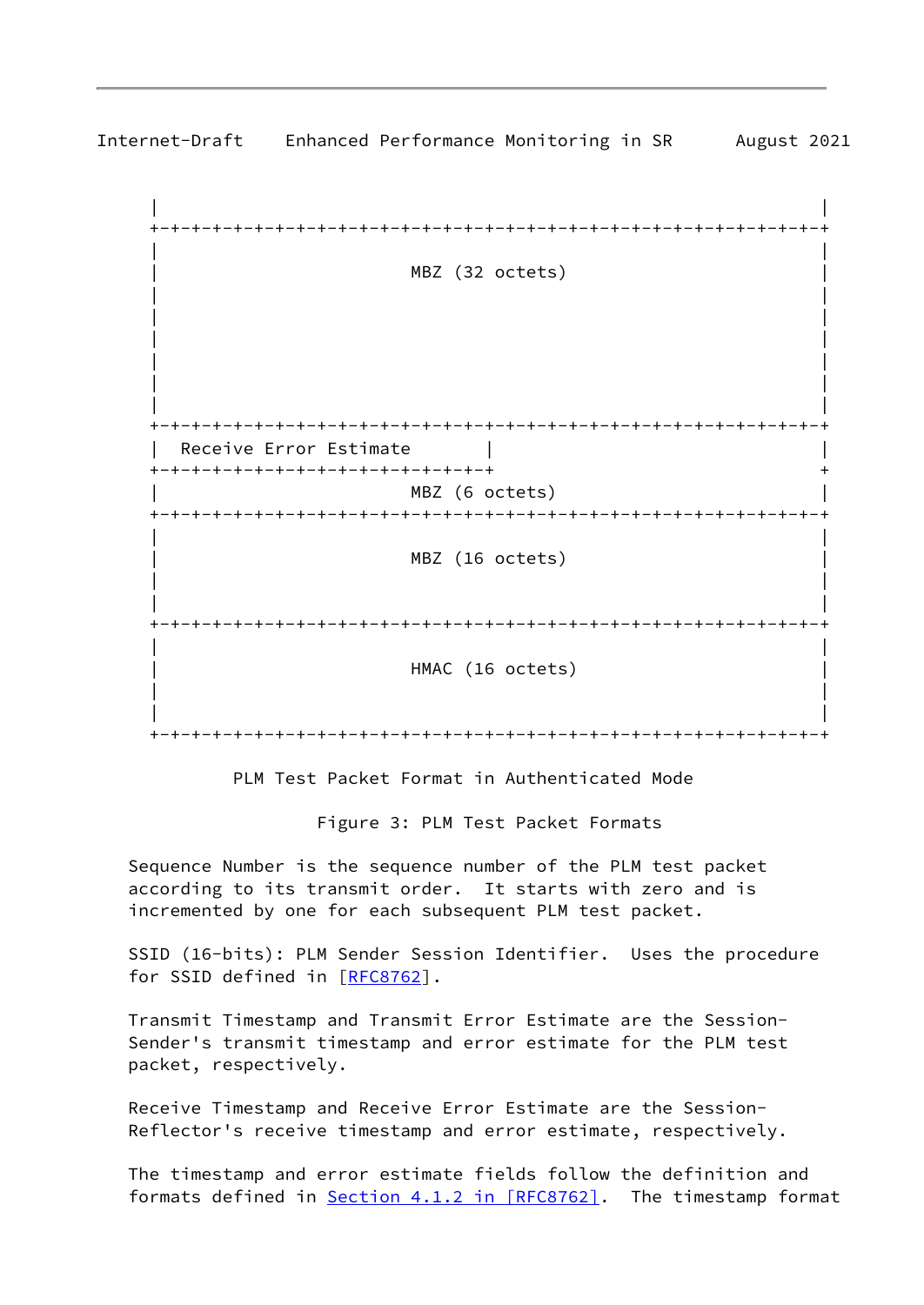```
      |                                                               |
      +-+-+-+-+-+-+-+-+-+-+-+-+-+-+-+-+-+-+-+-+-+-+-+-+-+-+-+-+-+-+-+-+
      |                                                               |
      |                         MBZ (32 octets)                       |
      |                                                               |
      |                                                               |
      |                                                               |
      |                                                               |
      |                                                               |
      |                                                               |
      +-+-+-+-+-+-+-+-+-+-+-+-+-+-+-+-+-+-+-+-+-+-+-+-+-+-+-+-+-+-+-+-+
      |  Receive Error Estimate       |                               |
      +-+-+-+-+-+-+-+-+-+-+-+-+-+-+-+-+                               +
      |                         MBZ (6 octets)                        |
      +-+-+-+-+-+-+-+-+-+-+-+-+-+-+-+-+-+-+-+-+-+-+-+-+-+-+-+-+-+-+-+-+
      |                                                               |
      |                         MBZ (16 octets)                       |
      |                                                               |
      |                                                               |
      +-+-+-+-+-+-+-+-+-+-+-+-+-+-+-+-+-+-+-+-+-+-+-+-+-+-+-+-+-+-+-+-+
      |                                                               |
      |                         HMAC (16 octets)                      |
      |                                                               |
      |                                                               |
      +-+-+-+-+-+-+-+-+-+-+-+-+-+-+-+-+-+-+-+-+-+-+-+-+-+-+-+-+-+-+-+-+
```

PLM Test Packet Format in Authenticated Mode

Figure 3: PLM Test Packet Formats

Sequence Number is the sequence number of the PLM test packet according to its transmit order. It starts with zero and is incremented by one for each subsequent PLM test packet.

SSID (16-bits): PLM Sender Session Identifier. Uses the procedure for SSID defined in [RFC8762].

Transmit Timestamp and Transmit Error Estimate are the Session-Sender's transmit timestamp and error estimate for the PLM test packet, respectively.

Receive Timestamp and Receive Error Estimate are the Session-Reflector's receive timestamp and error estimate, respectively.

The timestamp and error estimate fields follow the definition and formats defined in Section 4.1.2 in [RFC8762]. The timestamp format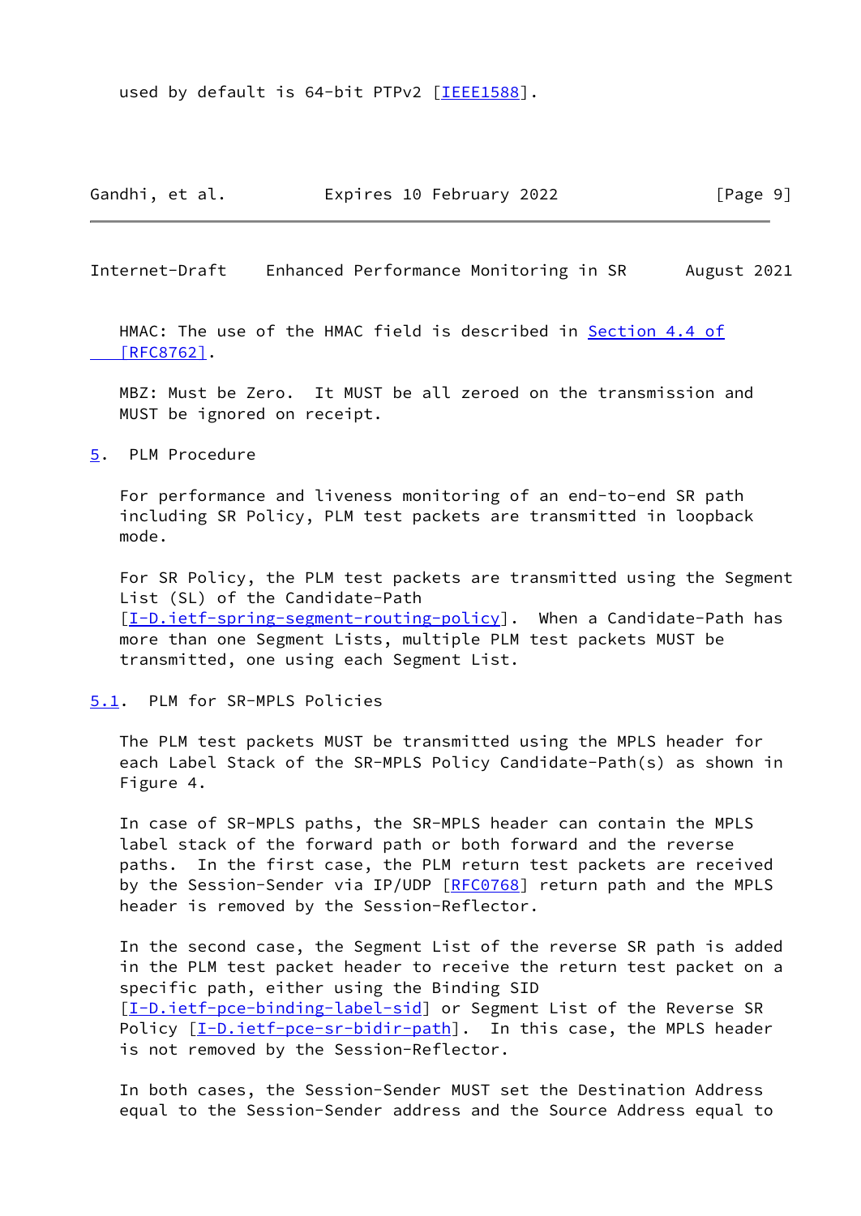used by default is 64-bit PTPv2 [IEEE1588].

HMAC: The use of the HMAC field is described in Section 4.4 of [RFC8762].

MBZ: Must be Zero. It MUST be all zeroed on the transmission and MUST be ignored on receipt.

## 5. PLM Procedure

For performance and liveness monitoring of an end-to-end SR path including SR Policy, PLM test packets are transmitted in loopback mode.

For SR Policy, the PLM test packets are transmitted using the Segment List (SL) of the Candidate-Path [I-D.ietf-spring-segment-routing-policy]. When a Candidate-Path has more than one Segment Lists, multiple PLM test packets MUST be transmitted, one using each Segment List.

### 5.1. PLM for SR-MPLS Policies

The PLM test packets MUST be transmitted using the MPLS header for each Label Stack of the SR-MPLS Policy Candidate-Path(s) as shown in Figure 4.

In case of SR-MPLS paths, the SR-MPLS header can contain the MPLS label stack of the forward path or both forward and the reverse paths. In the first case, the PLM return test packets are received by the Session-Sender via IP/UDP [RFC0768] return path and the MPLS header is removed by the Session-Reflector.

In the second case, the Segment List of the reverse SR path is added in the PLM test packet header to receive the return test packet on a specific path, either using the Binding SID [I-D.ietf-pce-binding-label-sid] or Segment List of the Reverse SR Policy [I-D.ietf-pce-sr-bidir-path]. In this case, the MPLS header is not removed by the Session-Reflector.

In both cases, the Session-Sender MUST set the Destination Address equal to the Session-Sender address and the Source Address equal to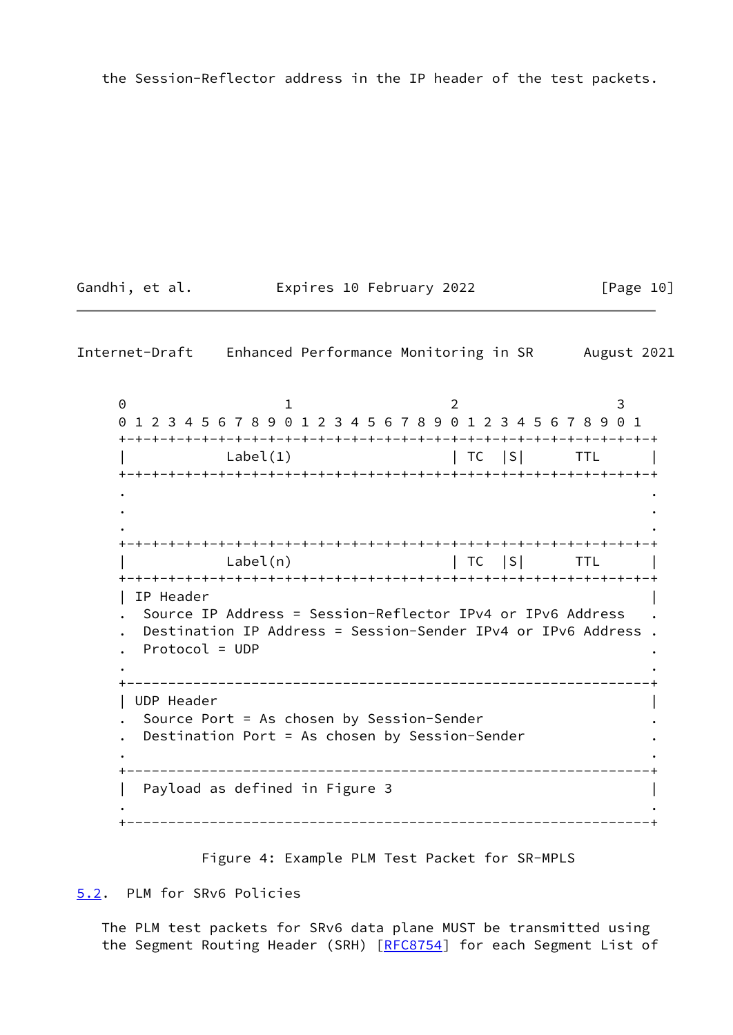the Session-Reflector address in the IP header of the test packets.

```
    0                   1                   2                   3
    0 1 2 3 4 5 6 7 8 9 0 1 2 3 4 5 6 7 8 9 0 1 2 3 4 5 6 7 8 9 0 1
   +-+-+-+-+-+-+-+-+-+-+-+-+-+-+-+-+-+-+-+-+-+-+-+-+-+-+-+-+-+-+-+-+
   |            Label(1)                   | TC  |S|      TTL      |
   +-+-+-+-+-+-+-+-+-+-+-+-+-+-+-+-+-+-+-+-+-+-+-+-+-+-+-+-+-+-+-+-+
   .                                                               .
   .                                                               .
   .                                                               .
   +-+-+-+-+-+-+-+-+-+-+-+-+-+-+-+-+-+-+-+-+-+-+-+-+-+-+-+-+-+-+-+-+
   |            Label(n)                   | TC  |S|      TTL      |
   +-+-+-+-+-+-+-+-+-+-+-+-+-+-+-+-+-+-+-+-+-+-+-+-+-+-+-+-+-+-+-+-+
   | IP Header                                                     |
   .  Source IP Address = Session-Reflector IPv4 or IPv6 Address   .
   .  Destination IP Address = Session-Sender IPv4 or IPv6 Address .
   .  Protocol = UDP                                               .
   .                                                               .
   +---------------------------------------------------------------+
   | UDP Header                                                    |
   .  Source Port = As chosen by Session-Sender                    .
   .  Destination Port = As chosen by Session-Sender               .
   .                                                               .
   +---------------------------------------------------------------+
   |  Payload as defined in Figure 3                               |
   .                                                               .
   +---------------------------------------------------------------+
```

Figure 4: Example PLM Test Packet for SR-MPLS

## 5.2. PLM for SRv6 Policies

The PLM test packets for SRv6 data plane MUST be transmitted using the Segment Routing Header (SRH) [RFC8754] for each Segment List of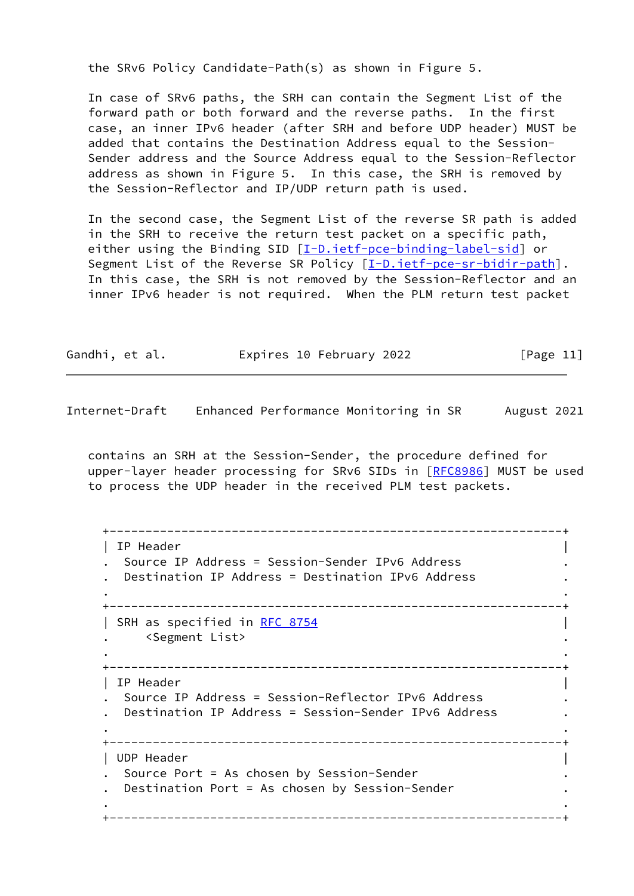the SRv6 Policy Candidate-Path(s) as shown in Figure 5.

In case of SRv6 paths, the SRH can contain the Segment List of the forward path or both forward and the reverse paths. In the first case, an inner IPv6 header (after SRH and before UDP header) MUST be added that contains the Destination Address equal to the Session-Sender address and the Source Address equal to the Session-Reflector address as shown in Figure 5. In this case, the SRH is removed by the Session-Reflector and IP/UDP return path is used.

In the second case, the Segment List of the reverse SR path is added in the SRH to receive the return test packet on a specific path, either using the Binding SID [I-D.ietf-pce-binding-label-sid] or Segment List of the Reverse SR Policy [I-D.ietf-pce-sr-bidir-path]. In this case, the SRH is not removed by the Session-Reflector and an inner IPv6 header is not required. When the PLM return test packet contains an SRH at the Session-Sender, the procedure defined for upper-layer header processing for SRv6 SIDs in [RFC8986] MUST be used to process the UDP header in the received PLM test packets.

```
+---------------------------------------------------------------+
| IP Header                                                     |
.  Source IP Address = Session-Sender IPv6 Address              .
.  Destination IP Address = Destination IPv6 Address            .
.                                                               .
+---------------------------------------------------------------+
| SRH as specified in RFC 8754                                  |
.     <Segment List>                                            .
.                                                               .
+---------------------------------------------------------------+
| IP Header                                                     |
.  Source IP Address = Session-Reflector IPv6 Address           .
.  Destination IP Address = Session-Sender IPv6 Address         .
.                                                               .
+---------------------------------------------------------------+
| UDP Header                                                    |
.  Source Port = As chosen by Session-Sender                    .
.  Destination Port = As chosen by Session-Sender               .
.                                                               .
+---------------------------------------------------------------+
```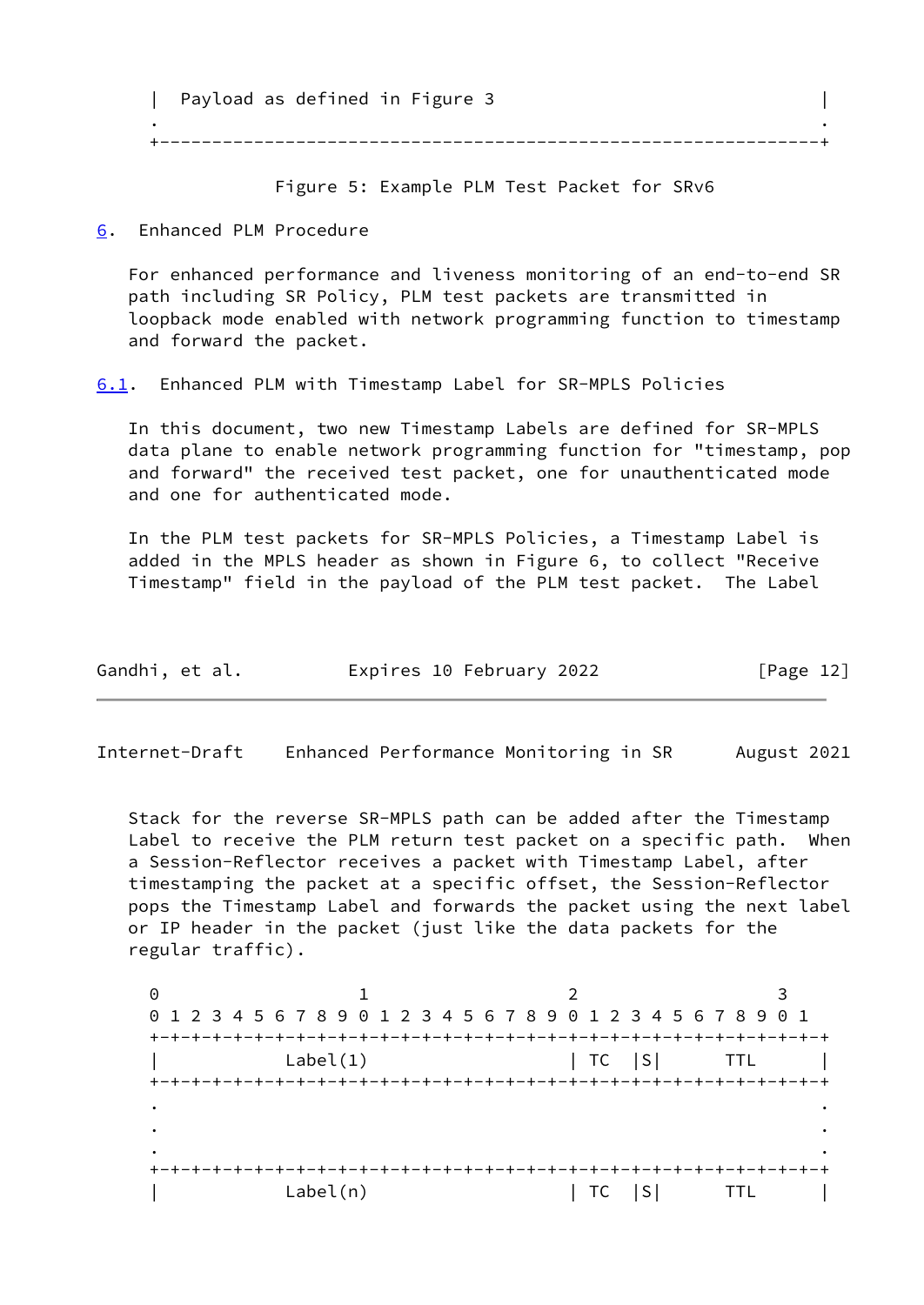```
   |  Payload as defined in Figure 3                               |
   .                                                               .
   +---------------------------------------------------------------+
```

Figure 5: Example PLM Test Packet for SRv6

## 6. Enhanced PLM Procedure

For enhanced performance and liveness monitoring of an end-to-end SR path including SR Policy, PLM test packets are transmitted in loopback mode enabled with network programming function to timestamp and forward the packet.

### 6.1. Enhanced PLM with Timestamp Label for SR-MPLS Policies

In this document, two new Timestamp Labels are defined for SR-MPLS data plane to enable network programming function for "timestamp, pop and forward" the received test packet, one for unauthenticated mode and one for authenticated mode.

In the PLM test packets for SR-MPLS Policies, a Timestamp Label is added in the MPLS header as shown in Figure 6, to collect "Receive Timestamp" field in the payload of the PLM test packet. The Label Stack for the reverse SR-MPLS path can be added after the Timestamp Label to receive the PLM return test packet on a specific path. When a Session-Reflector receives a packet with Timestamp Label, after timestamping the packet at a specific offset, the Session-Reflector pops the Timestamp Label and forwards the packet using the next label or IP header in the packet (just like the data packets for the regular traffic).

```
    0                   1                   2                   3
    0 1 2 3 4 5 6 7 8 9 0 1 2 3 4 5 6 7 8 9 0 1 2 3 4 5 6 7 8 9 0 1
   +-+-+-+-+-+-+-+-+-+-+-+-+-+-+-+-+-+-+-+-+-+-+-+-+-+-+-+-+-+-+-+-+
   |            Label(1)                   | TC  |S|      TTL      |
   +-+-+-+-+-+-+-+-+-+-+-+-+-+-+-+-+-+-+-+-+-+-+-+-+-+-+-+-+-+-+-+-+
   .                                                               .
   .                                                               .
   .                                                               .
   +-+-+-+-+-+-+-+-+-+-+-+-+-+-+-+-+-+-+-+-+-+-+-+-+-+-+-+-+-+-+-+-+
   |            Label(n)                   | TC  |S|      TTL      |
```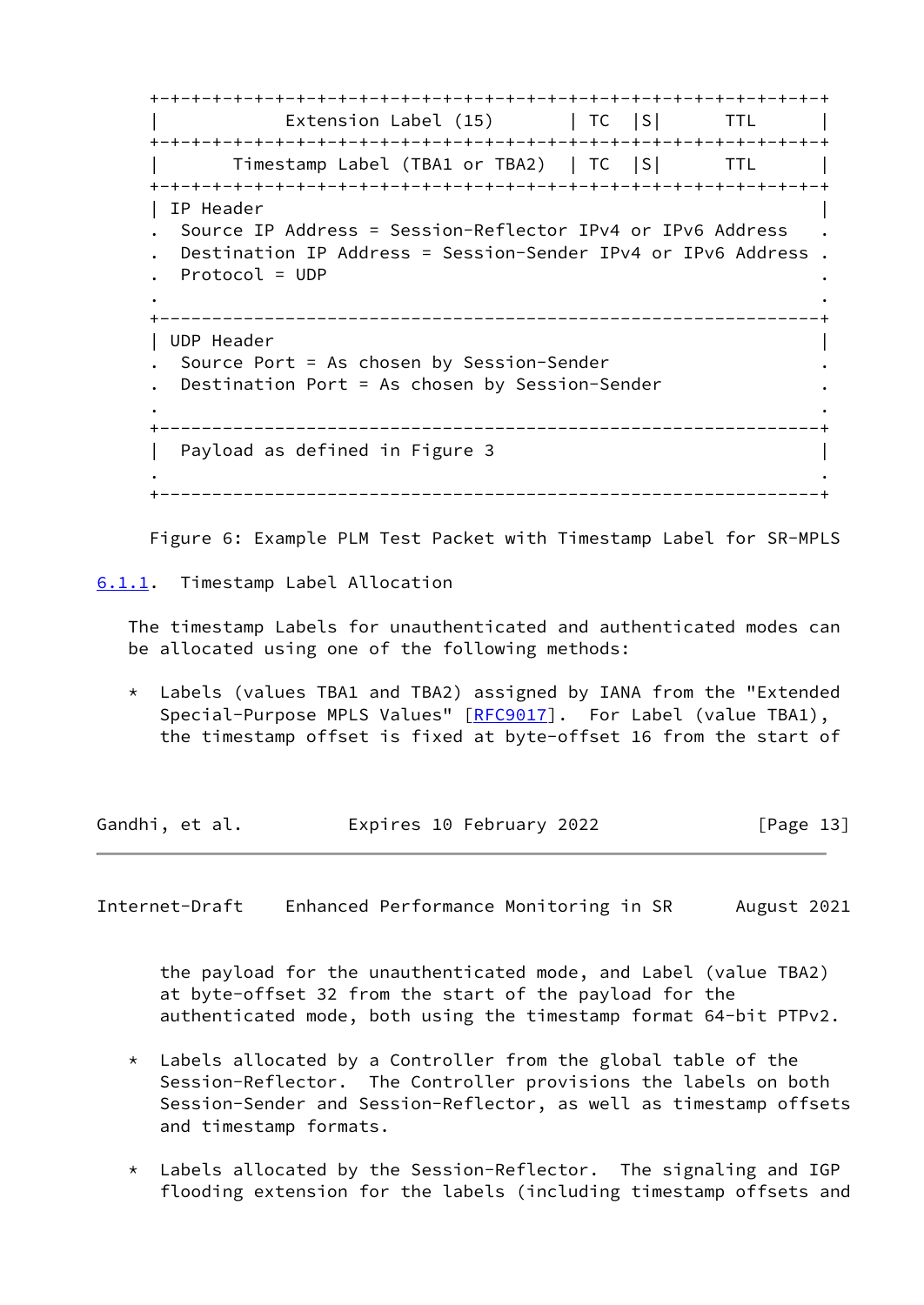```
+-+-+-+-+-+-+-+-+-+-+-+-+-+-+-+-+-+-+-+-+-+-+-+-+-+-+-+-+-+-+-+-+
|            Extension Label (15)       | TC  |S|      TTL      |
+-+-+-+-+-+-+-+-+-+-+-+-+-+-+-+-+-+-+-+-+-+-+-+-+-+-+-+-+-+-+-+-+
|       Timestamp Label (TBA1 or TBA2)  | TC  |S|      TTL      |
+-+-+-+-+-+-+-+-+-+-+-+-+-+-+-+-+-+-+-+-+-+-+-+-+-+-+-+-+-+-+-+-+
| IP Header                                                     |
.  Source IP Address = Session-Reflector IPv4 or IPv6 Address   .
.  Destination IP Address = Session-Sender IPv4 or IPv6 Address .
.  Protocol = UDP                                               .
.                                                               .
+---------------------------------------------------------------+
| UDP Header                                                    |
.  Source Port = As chosen by Session-Sender                    .
.  Destination Port = As chosen by Session-Sender               .
.                                                               .
+---------------------------------------------------------------+
|  Payload as defined in Figure 3                               |
.                                                               .
+---------------------------------------------------------------+
```

Figure 6: Example PLM Test Packet with Timestamp Label for SR-MPLS

### 6.1.1. Timestamp Label Allocation

The timestamp Labels for unauthenticated and authenticated modes can be allocated using one of the following methods:

* Labels (values TBA1 and TBA2) assigned by IANA from the "Extended Special-Purpose MPLS Values" [RFC9017]. For Label (value TBA1), the timestamp offset is fixed at byte-offset 16 from the start of the payload for the unauthenticated mode, and Label (value TBA2) at byte-offset 32 from the start of the payload for the authenticated mode, both using the timestamp format 64-bit PTPv2.

* Labels allocated by a Controller from the global table of the Session-Reflector. The Controller provisions the labels on both Session-Sender and Session-Reflector, as well as timestamp offsets and timestamp formats.

* Labels allocated by the Session-Reflector. The signaling and IGP flooding extension for the labels (including timestamp offsets and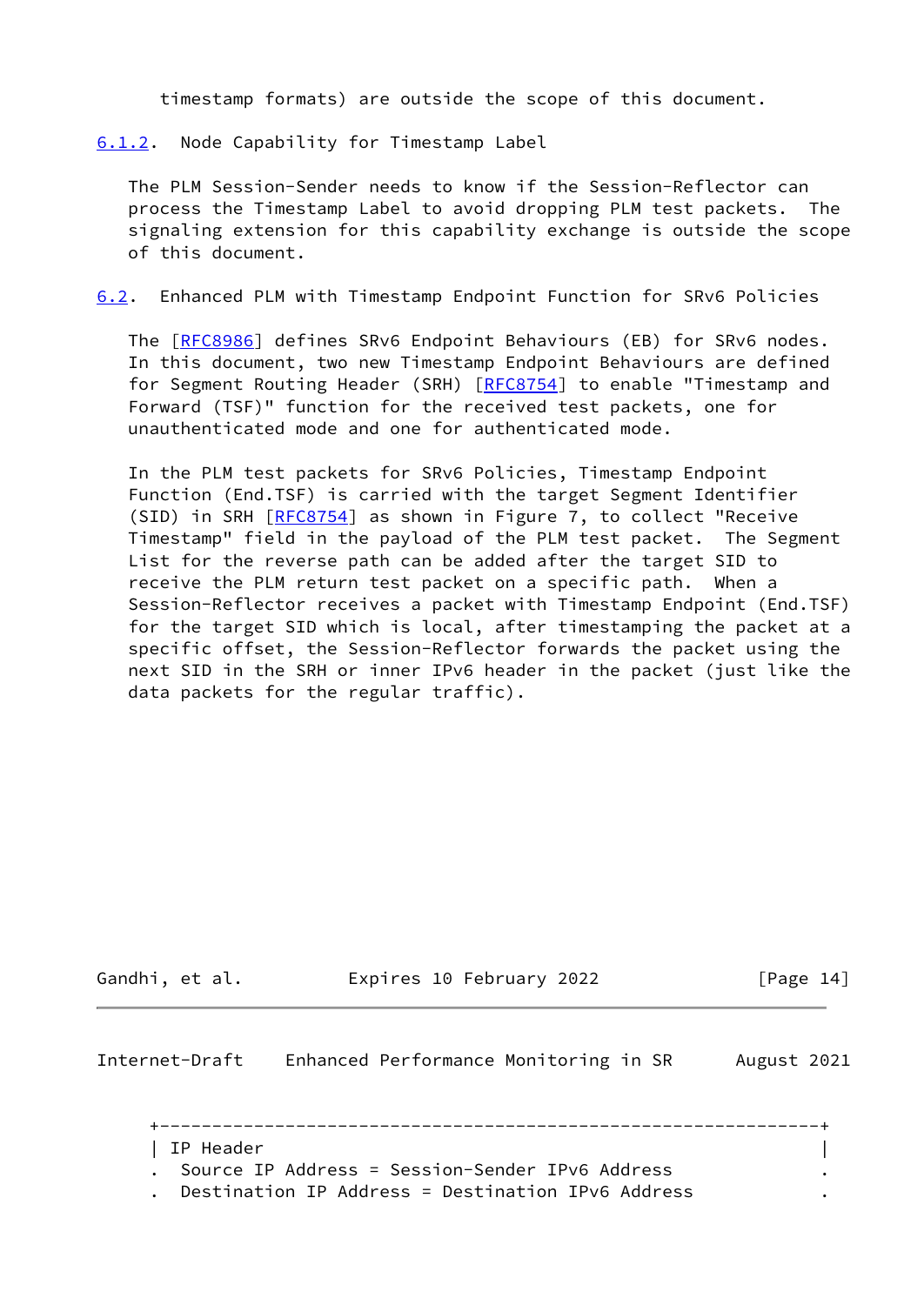timestamp formats) are outside the scope of this document.

### 6.1.2. Node Capability for Timestamp Label

The PLM Session-Sender needs to know if the Session-Reflector can process the Timestamp Label to avoid dropping PLM test packets. The signaling extension for this capability exchange is outside the scope of this document.

## 6.2. Enhanced PLM with Timestamp Endpoint Function for SRv6 Policies

The [RFC8986] defines SRv6 Endpoint Behaviours (EB) for SRv6 nodes. In this document, two new Timestamp Endpoint Behaviours are defined for Segment Routing Header (SRH) [RFC8754] to enable "Timestamp and Forward (TSF)" function for the received test packets, one for unauthenticated mode and one for authenticated mode.

In the PLM test packets for SRv6 Policies, Timestamp Endpoint Function (End.TSF) is carried with the target Segment Identifier (SID) in SRH [RFC8754] as shown in Figure 7, to collect "Receive Timestamp" field in the payload of the PLM test packet. The Segment List for the reverse path can be added after the target SID to receive the PLM return test packet on a specific path. When a Session-Reflector receives a packet with Timestamp Endpoint (End.TSF) for the target SID which is local, after timestamping the packet at a specific offset, the Session-Reflector forwards the packet using the next SID in the SRH or inner IPv6 header in the packet (just like the data packets for the regular traffic).

```
+---------------------------------------------------------------+
| IP Header                                                     |
.  Source IP Address = Session-Sender IPv6 Address              .
.  Destination IP Address = Destination IPv6 Address            .
```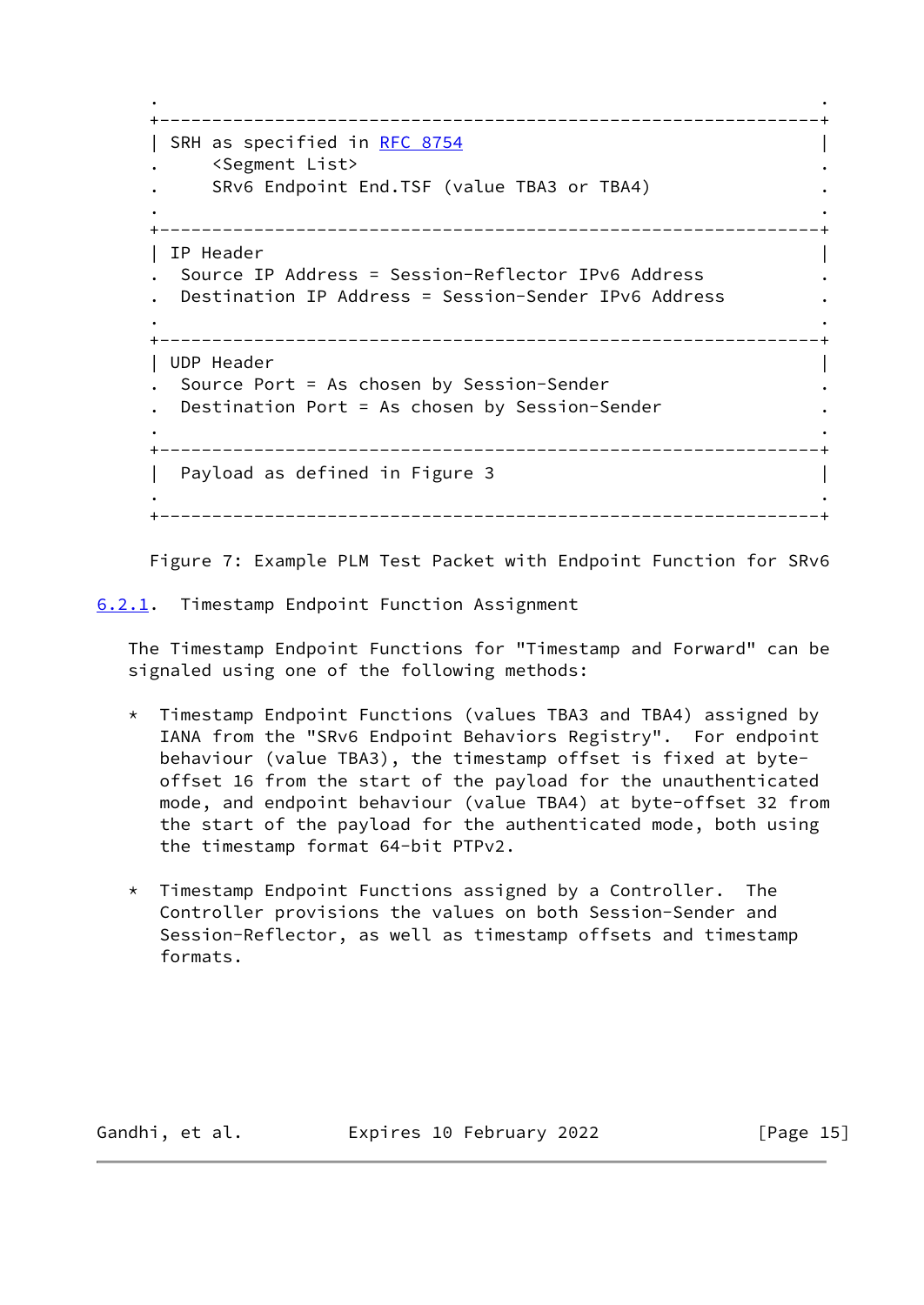```
 .                                                               .
 +---------------------------------------------------------------+
 | SRH as specified in RFC 8754                                  |
 .     <Segment List>                                            .
 .     SRv6 Endpoint End.TSF (value TBA3 or TBA4)                .
 .                                                               .
 +---------------------------------------------------------------+
 | IP Header                                                     |
 .  Source IP Address = Session-Reflector IPv6 Address           .
 .  Destination IP Address = Session-Sender IPv6 Address         .
 .                                                               .
 +---------------------------------------------------------------+
 | UDP Header                                                    |
 .  Source Port = As chosen by Session-Sender                    .
 .  Destination Port = As chosen by Session-Sender               .
 .                                                               .
 +---------------------------------------------------------------+
 |  Payload as defined in Figure 3                               |
 .                                                               .
 +---------------------------------------------------------------+
```

Figure 7: Example PLM Test Packet with Endpoint Function for SRv6

#### 6.2.1. Timestamp Endpoint Function Assignment

The Timestamp Endpoint Functions for "Timestamp and Forward" can be signaled using one of the following methods:

* Timestamp Endpoint Functions (values TBA3 and TBA4) assigned by IANA from the "SRv6 Endpoint Behaviors Registry". For endpoint behaviour (value TBA3), the timestamp offset is fixed at byte-offset 16 from the start of the payload for the unauthenticated mode, and endpoint behaviour (value TBA4) at byte-offset 32 from the start of the payload for the authenticated mode, both using the timestamp format 64-bit PTPv2.

* Timestamp Endpoint Functions assigned by a Controller. The Controller provisions the values on both Session-Sender and Session-Reflector, as well as timestamp offsets and timestamp formats.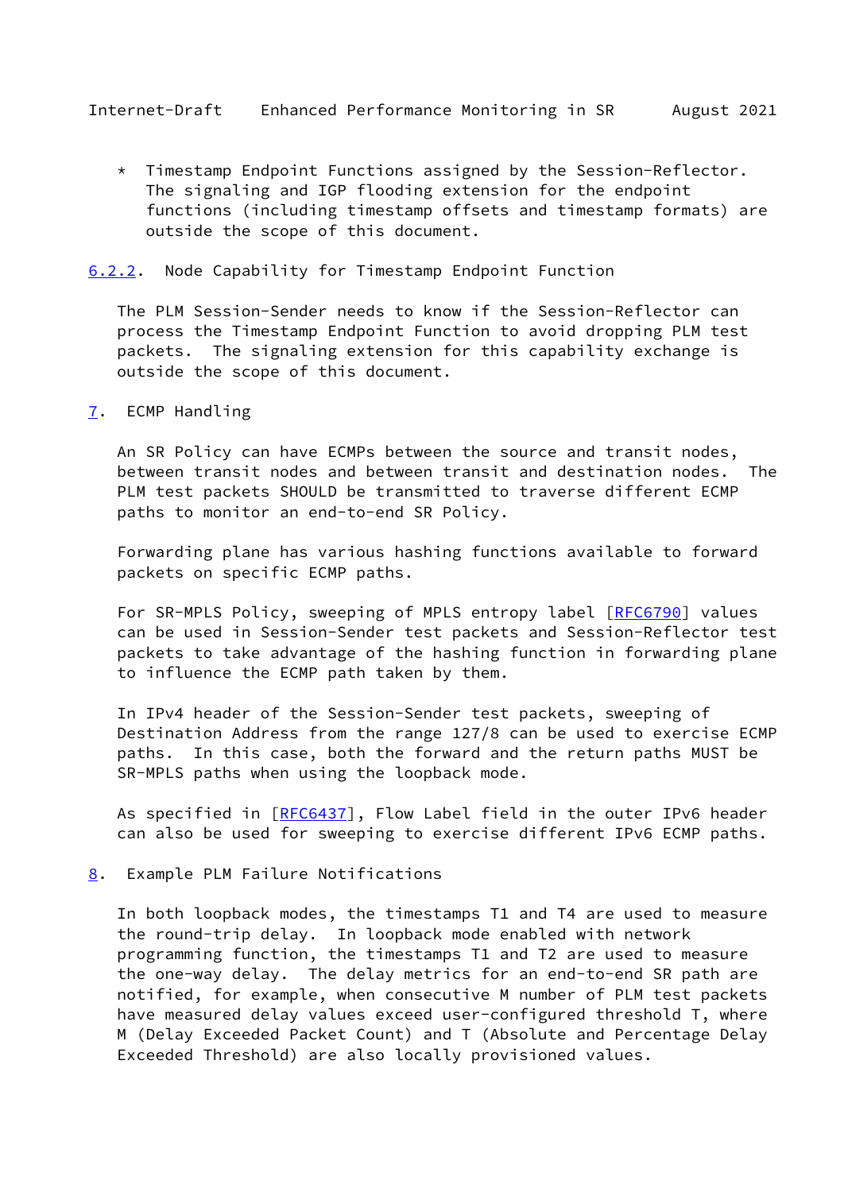* Timestamp Endpoint Functions assigned by the Session-Reflector. The signaling and IGP flooding extension for the endpoint functions (including timestamp offsets and timestamp formats) are outside the scope of this document.

#### 6.2.2. Node Capability for Timestamp Endpoint Function

The PLM Session-Sender needs to know if the Session-Reflector can process the Timestamp Endpoint Function to avoid dropping PLM test packets. The signaling extension for this capability exchange is outside the scope of this document.

## 7. ECMP Handling

An SR Policy can have ECMPs between the source and transit nodes, between transit nodes and between transit and destination nodes. The PLM test packets SHOULD be transmitted to traverse different ECMP paths to monitor an end-to-end SR Policy.

Forwarding plane has various hashing functions available to forward packets on specific ECMP paths.

For SR-MPLS Policy, sweeping of MPLS entropy label [RFC6790] values can be used in Session-Sender test packets and Session-Reflector test packets to take advantage of the hashing function in forwarding plane to influence the ECMP path taken by them.

In IPv4 header of the Session-Sender test packets, sweeping of Destination Address from the range 127/8 can be used to exercise ECMP paths. In this case, both the forward and the return paths MUST be SR-MPLS paths when using the loopback mode.

As specified in [RFC6437], Flow Label field in the outer IPv6 header can also be used for sweeping to exercise different IPv6 ECMP paths.

## 8. Example PLM Failure Notifications

In both loopback modes, the timestamps T1 and T4 are used to measure the round-trip delay. In loopback mode enabled with network programming function, the timestamps T1 and T2 are used to measure the one-way delay. The delay metrics for an end-to-end SR path are notified, for example, when consecutive M number of PLM test packets have measured delay values exceed user-configured threshold T, where M (Delay Exceeded Packet Count) and T (Absolute and Percentage Delay Exceeded Threshold) are also locally provisioned values.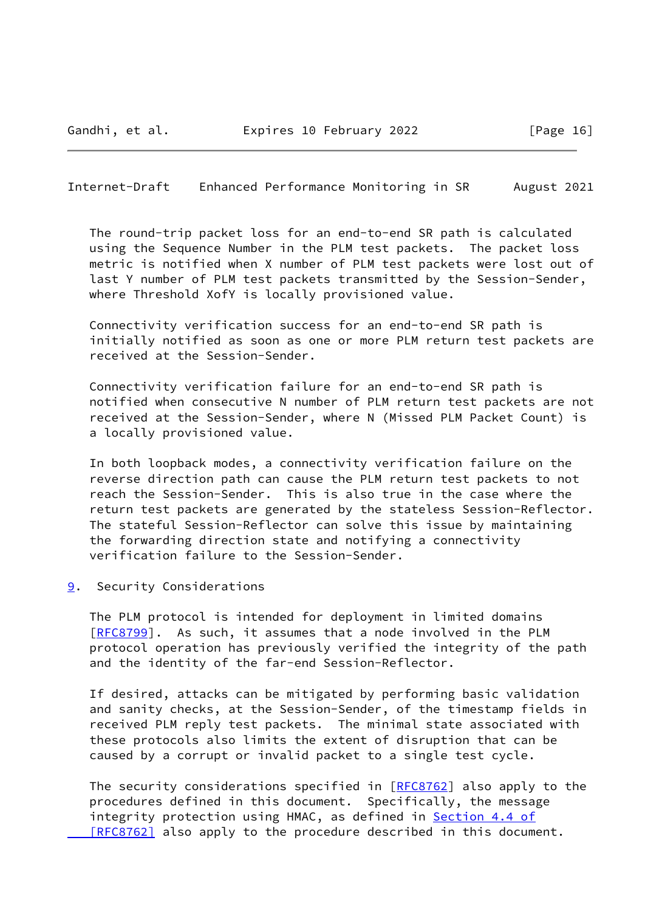The round-trip packet loss for an end-to-end SR path is calculated using the Sequence Number in the PLM test packets. The packet loss metric is notified when X number of PLM test packets were lost out of last Y number of PLM test packets transmitted by the Session-Sender, where Threshold XofY is locally provisioned value.

Connectivity verification success for an end-to-end SR path is initially notified as soon as one or more PLM return test packets are received at the Session-Sender.

Connectivity verification failure for an end-to-end SR path is notified when consecutive N number of PLM return test packets are not received at the Session-Sender, where N (Missed PLM Packet Count) is a locally provisioned value.

In both loopback modes, a connectivity verification failure on the reverse direction path can cause the PLM return test packets to not reach the Session-Sender. This is also true in the case where the return test packets are generated by the stateless Session-Reflector. The stateful Session-Reflector can solve this issue by maintaining the forwarding direction state and notifying a connectivity verification failure to the Session-Sender.

## 9. Security Considerations

The PLM protocol is intended for deployment in limited domains [RFC8799]. As such, it assumes that a node involved in the PLM protocol operation has previously verified the integrity of the path and the identity of the far-end Session-Reflector.

If desired, attacks can be mitigated by performing basic validation and sanity checks, at the Session-Sender, of the timestamp fields in received PLM reply test packets. The minimal state associated with these protocols also limits the extent of disruption that can be caused by a corrupt or invalid packet to a single test cycle.

The security considerations specified in [RFC8762] also apply to the procedures defined in this document. Specifically, the message integrity protection using HMAC, as defined in Section 4.4 of [RFC8762] also apply to the procedure described in this document.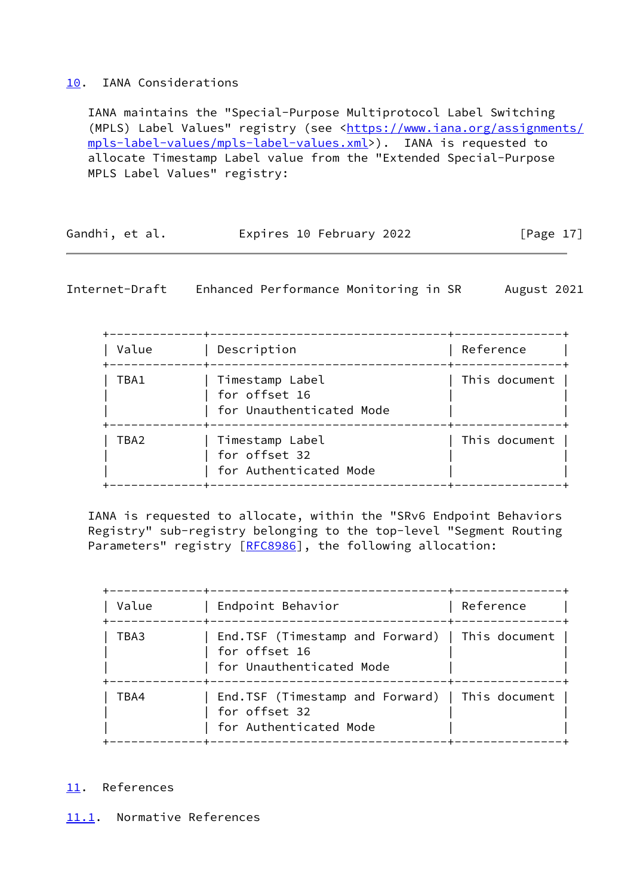## 10. IANA Considerations

IANA maintains the "Special-Purpose Multiprotocol Label Switching (MPLS) Label Values" registry (see <https://www.iana.org/assignments/mpls-label-values/mpls-label-values.xml>). IANA is requested to allocate Timestamp Label value from the "Extended Special-Purpose MPLS Label Values" registry:

| Value | Description | Reference |
|---|---|---|
| TBA1 | Timestamp Label for offset 16 for Unauthenticated Mode | This document |
| TBA2 | Timestamp Label for offset 32 for Authenticated Mode | This document |

IANA is requested to allocate, within the "SRv6 Endpoint Behaviors Registry" sub-registry belonging to the top-level "Segment Routing Parameters" registry [RFC8986], the following allocation:

| Value | Endpoint Behavior | Reference |
|---|---|---|
| TBA3 | End.TSF (Timestamp and Forward) for offset 16 for Unauthenticated Mode | This document |
| TBA4 | End.TSF (Timestamp and Forward) for offset 32 for Authenticated Mode | This document |

## 11. References

### 11.1. Normative References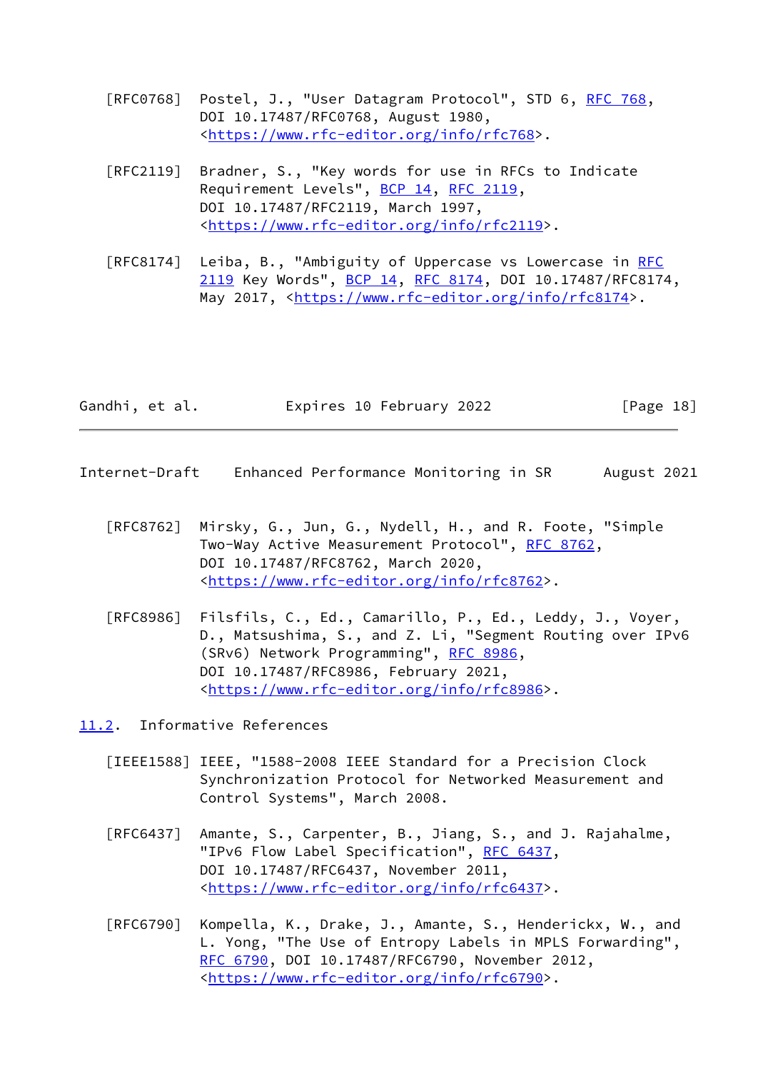[RFC0768] Postel, J., "User Datagram Protocol", STD 6, RFC 768, DOI 10.17487/RFC0768, August 1980, <https://www.rfc-editor.org/info/rfc768>.

[RFC2119] Bradner, S., "Key words for use in RFCs to Indicate Requirement Levels", BCP 14, RFC 2119, DOI 10.17487/RFC2119, March 1997, <https://www.rfc-editor.org/info/rfc2119>.

[RFC8174] Leiba, B., "Ambiguity of Uppercase vs Lowercase in RFC 2119 Key Words", BCP 14, RFC 8174, DOI 10.17487/RFC8174, May 2017, <https://www.rfc-editor.org/info/rfc8174>.

[RFC8762] Mirsky, G., Jun, G., Nydell, H., and R. Foote, "Simple Two-Way Active Measurement Protocol", RFC 8762, DOI 10.17487/RFC8762, March 2020, <https://www.rfc-editor.org/info/rfc8762>.

[RFC8986] Filsfils, C., Ed., Camarillo, P., Ed., Leddy, J., Voyer, D., Matsushima, S., and Z. Li, "Segment Routing over IPv6 (SRv6) Network Programming", RFC 8986, DOI 10.17487/RFC8986, February 2021, <https://www.rfc-editor.org/info/rfc8986>.

### 11.2. Informative References

[IEEE1588] IEEE, "1588-2008 IEEE Standard for a Precision Clock Synchronization Protocol for Networked Measurement and Control Systems", March 2008.

[RFC6437] Amante, S., Carpenter, B., Jiang, S., and J. Rajahalme, "IPv6 Flow Label Specification", RFC 6437, DOI 10.17487/RFC6437, November 2011, <https://www.rfc-editor.org/info/rfc6437>.

[RFC6790] Kompella, K., Drake, J., Amante, S., Henderickx, W., and L. Yong, "The Use of Entropy Labels in MPLS Forwarding", RFC 6790, DOI 10.17487/RFC6790, November 2012, <https://www.rfc-editor.org/info/rfc6790>.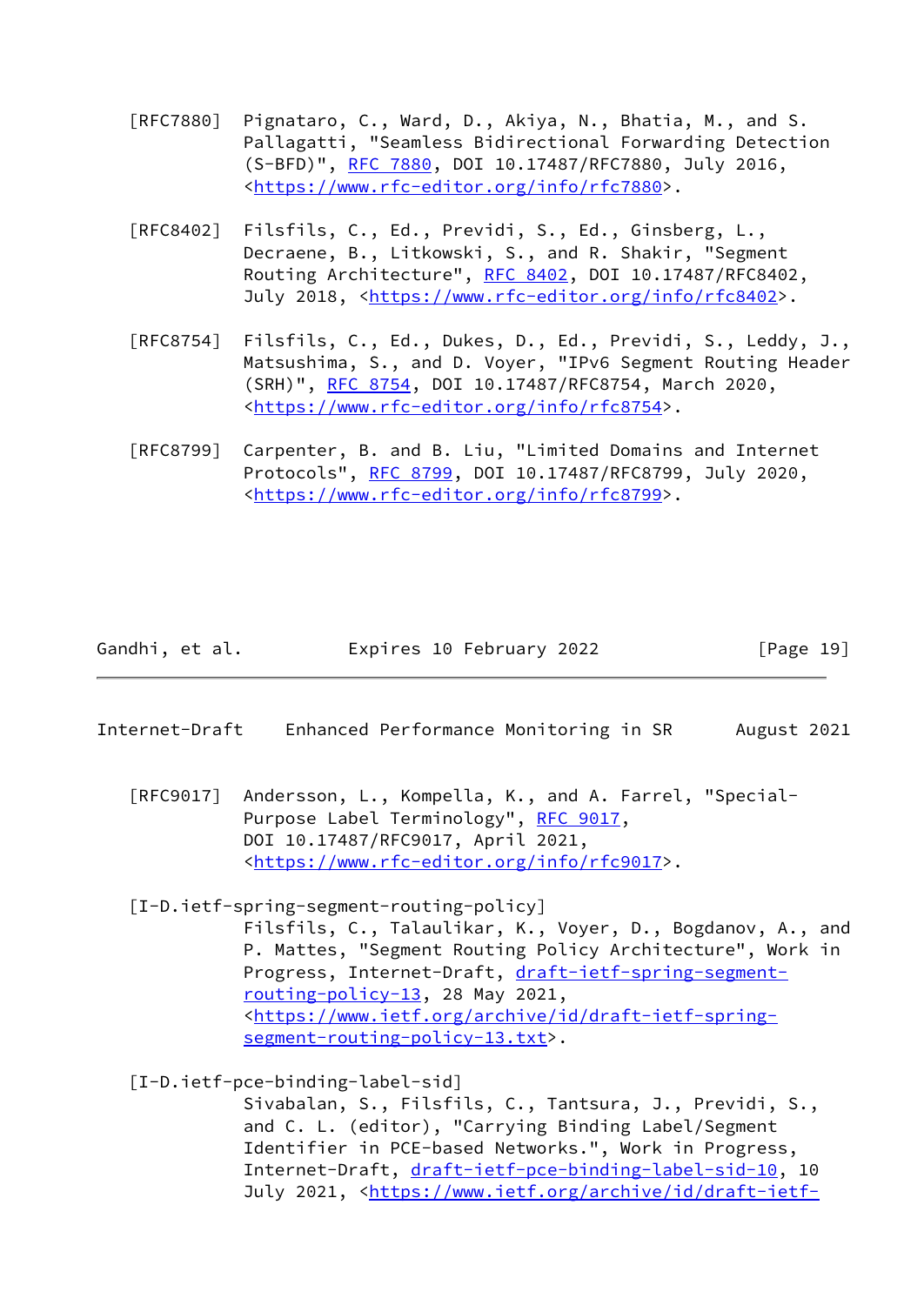[RFC7880] Pignataro, C., Ward, D., Akiya, N., Bhatia, M., and S. Pallagatti, "Seamless Bidirectional Forwarding Detection (S-BFD)", RFC 7880, DOI 10.17487/RFC7880, July 2016, <https://www.rfc-editor.org/info/rfc7880>.

[RFC8402] Filsfils, C., Ed., Previdi, S., Ed., Ginsberg, L., Decraene, B., Litkowski, S., and R. Shakir, "Segment Routing Architecture", RFC 8402, DOI 10.17487/RFC8402, July 2018, <https://www.rfc-editor.org/info/rfc8402>.

[RFC8754] Filsfils, C., Ed., Dukes, D., Ed., Previdi, S., Leddy, J., Matsushima, S., and D. Voyer, "IPv6 Segment Routing Header (SRH)", RFC 8754, DOI 10.17487/RFC8754, March 2020, <https://www.rfc-editor.org/info/rfc8754>.

[RFC8799] Carpenter, B. and B. Liu, "Limited Domains and Internet Protocols", RFC 8799, DOI 10.17487/RFC8799, July 2020, <https://www.rfc-editor.org/info/rfc8799>.

[RFC9017] Andersson, L., Kompella, K., and A. Farrel, "Special-Purpose Label Terminology", RFC 9017, DOI 10.17487/RFC9017, April 2021, <https://www.rfc-editor.org/info/rfc9017>.

[I-D.ietf-spring-segment-routing-policy] Filsfils, C., Talaulikar, K., Voyer, D., Bogdanov, A., and P. Mattes, "Segment Routing Policy Architecture", Work in Progress, Internet-Draft, draft-ietf-spring-segment-routing-policy-13, 28 May 2021, <https://www.ietf.org/archive/id/draft-ietf-spring-segment-routing-policy-13.txt>.

[I-D.ietf-pce-binding-label-sid] Sivabalan, S., Filsfils, C., Tantsura, J., Previdi, S., and C. L. (editor), "Carrying Binding Label/Segment Identifier in PCE-based Networks.", Work in Progress, Internet-Draft, draft-ietf-pce-binding-label-sid-10, 10 July 2021, <https://www.ietf.org/archive/id/draft-ietf-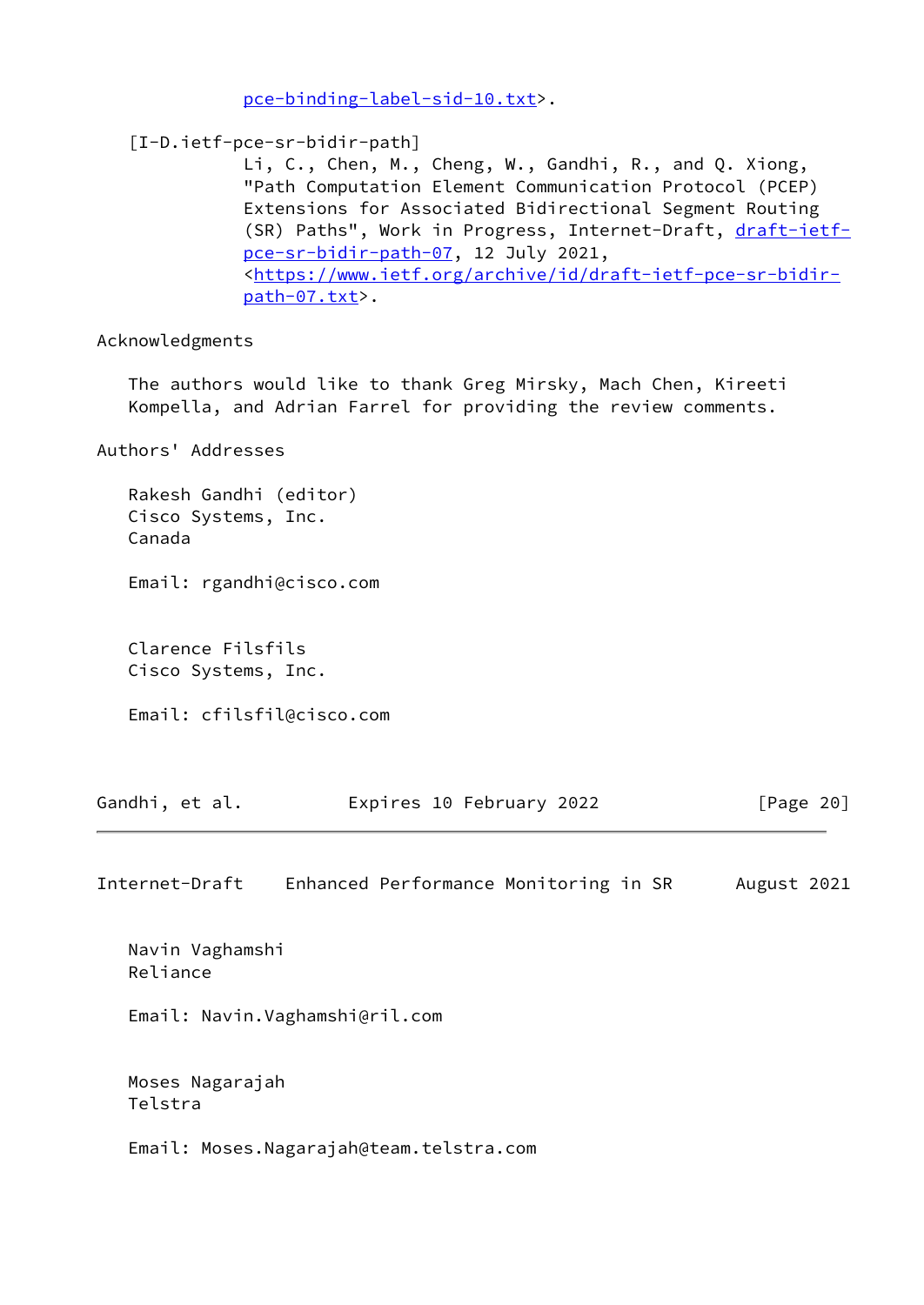pce-binding-label-sid-10.txt>.

[I-D.ietf-pce-sr-bidir-path]
Li, C., Chen, M., Cheng, W., Gandhi, R., and Q. Xiong, "Path Computation Element Communication Protocol (PCEP) Extensions for Associated Bidirectional Segment Routing (SR) Paths", Work in Progress, Internet-Draft, draft-ietf-pce-sr-bidir-path-07, 12 July 2021, <https://www.ietf.org/archive/id/draft-ietf-pce-sr-bidir-path-07.txt>.

## Acknowledgments

The authors would like to thank Greg Mirsky, Mach Chen, Kireeti Kompella, and Adrian Farrel for providing the review comments.

## Authors' Addresses

Rakesh Gandhi (editor)
Cisco Systems, Inc.
Canada

Email: rgandhi@cisco.com

Clarence Filsfils
Cisco Systems, Inc.

Email: cfilsfil@cisco.com

Navin Vaghamshi
Reliance

Email: Navin.Vaghamshi@ril.com

Moses Nagarajah
Telstra

Email: Moses.Nagarajah@team.telstra.com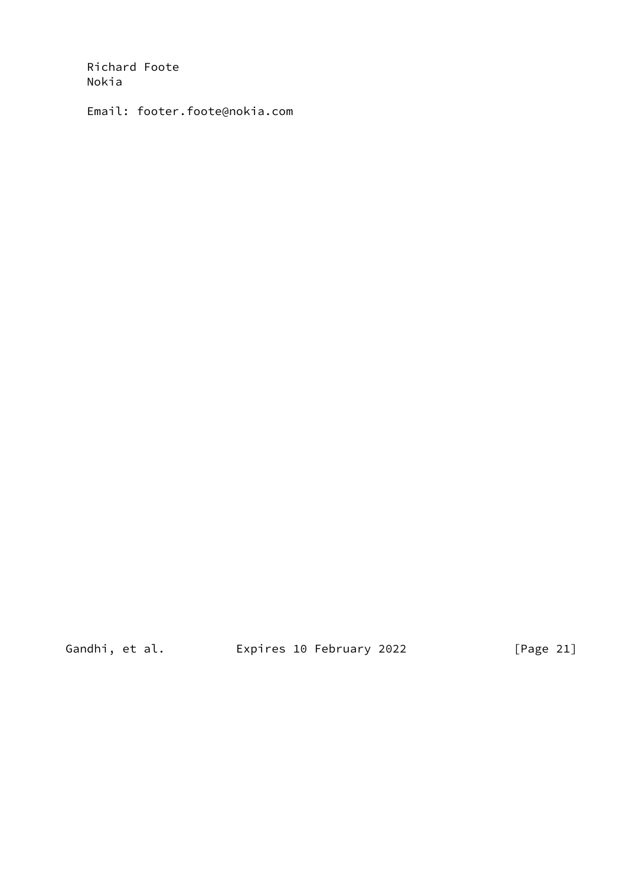Richard Foote
Nokia

Email: footer.foote@nokia.com